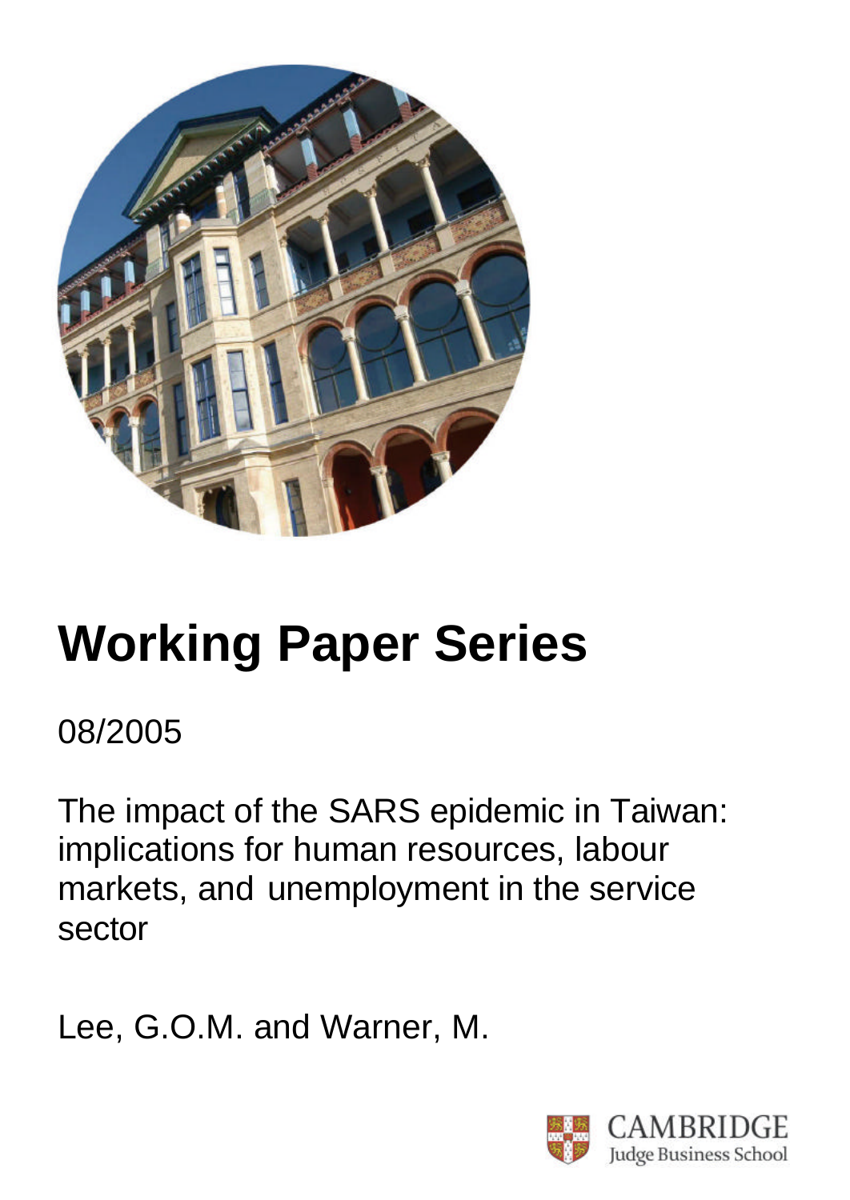# Working Paper Series

08/2005

The impact of the SARS epidemic in Taiwan: implications for human resources, labour markets, and unemployment in the service sector

Lee, G.O.M. and Warner, M.

CAMBRIDGE
Judge Business School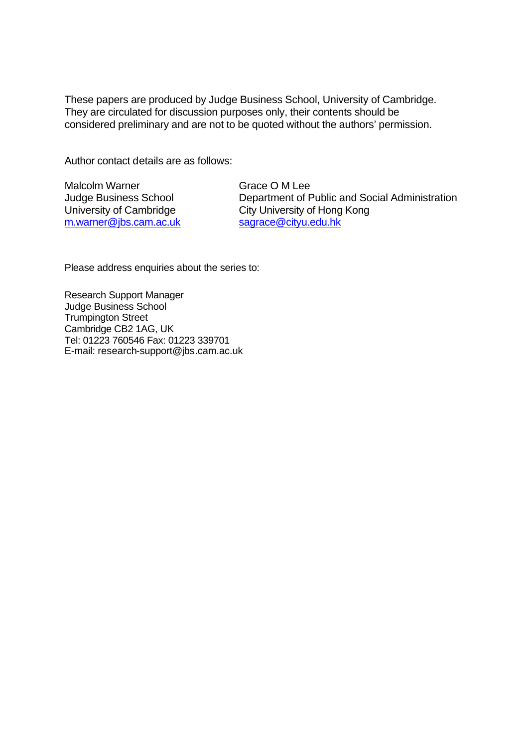These papers are produced by Judge Business School, University of Cambridge. They are circulated for discussion purposes only, their contents should be considered preliminary and are not to be quoted without the authors' permission.

Author contact details are as follows:

Malcolm Warner
Judge Business School
University of Cambridge
m.warner@jbs.cam.ac.uk

Grace O M Lee
Department of Public and Social Administration
City University of Hong Kong
sagrace@cityu.edu.hk

Please address enquiries about the series to:

Research Support Manager
Judge Business School
Trumpington Street
Cambridge CB2 1AG, UK
Tel: 01223 760546 Fax: 01223 339701
E-mail: research-support@jbs.cam.ac.uk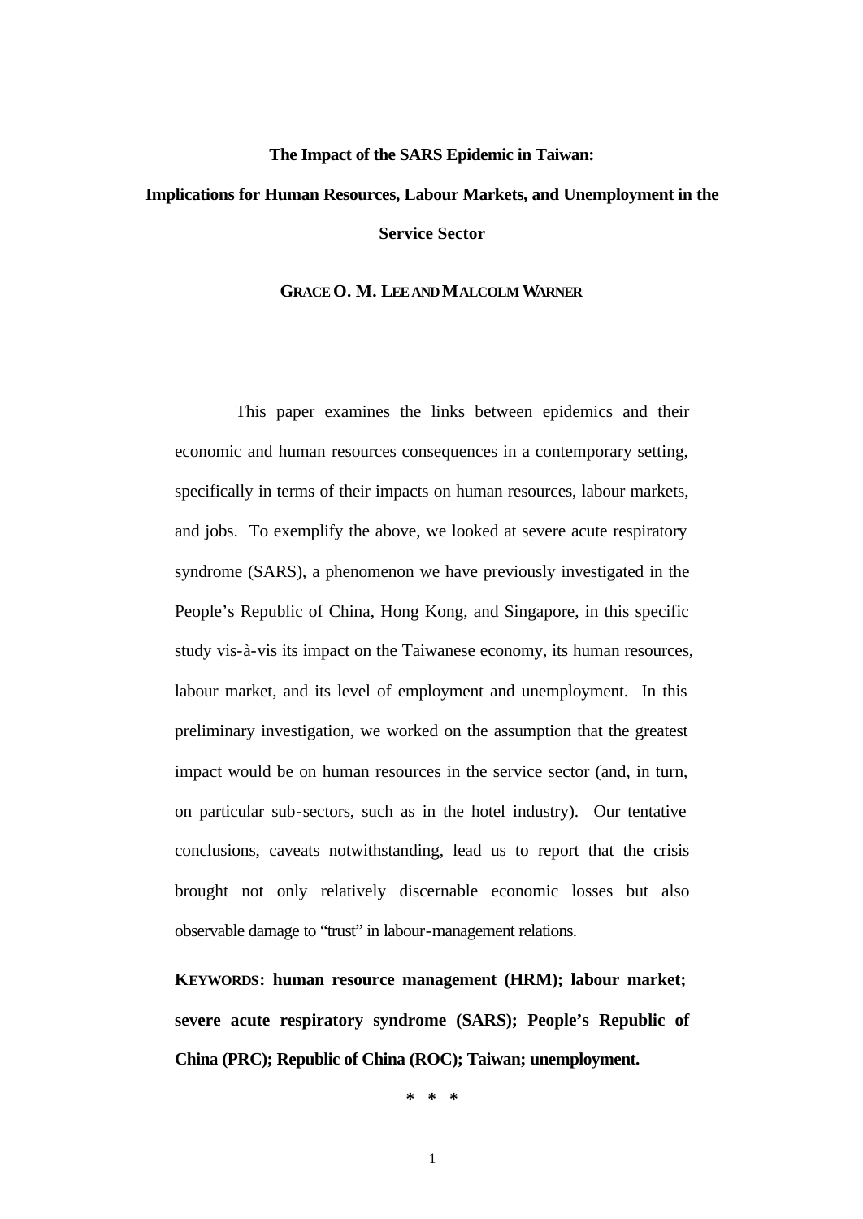# The Impact of the SARS Epidemic in Taiwan: Implications for Human Resources, Labour Markets, and Unemployment in the Service Sector

**GRACE O. M. LEE AND MALCOLM WARNER**

This paper examines the links between epidemics and their economic and human resources consequences in a contemporary setting, specifically in terms of their impacts on human resources, labour markets, and jobs. To exemplify the above, we looked at severe acute respiratory syndrome (SARS), a phenomenon we have previously investigated in the People's Republic of China, Hong Kong, and Singapore, in this specific study vis-à-vis its impact on the Taiwanese economy, its human resources, labour market, and its level of employment and unemployment. In this preliminary investigation, we worked on the assumption that the greatest impact would be on human resources in the service sector (and, in turn, on particular sub-sectors, such as in the hotel industry). Our tentative conclusions, caveats notwithstanding, lead us to report that the crisis brought not only relatively discernable economic losses but also observable damage to "trust" in labour-management relations.

**KEYWORDS: human resource management (HRM); labour market; severe acute respiratory syndrome (SARS); People's Republic of China (PRC); Republic of China (ROC); Taiwan; unemployment.**

\* \* \*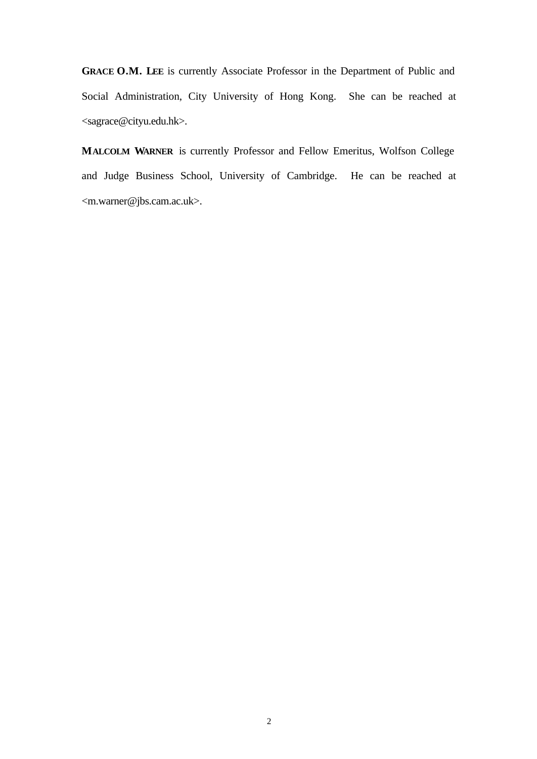**GRACE O.M. LEE** is currently Associate Professor in the Department of Public and Social Administration, City University of Hong Kong. She can be reached at <sagrace@cityu.edu.hk>.

**MALCOLM WARNER** is currently Professor and Fellow Emeritus, Wolfson College and Judge Business School, University of Cambridge. He can be reached at <m.warner@jbs.cam.ac.uk>.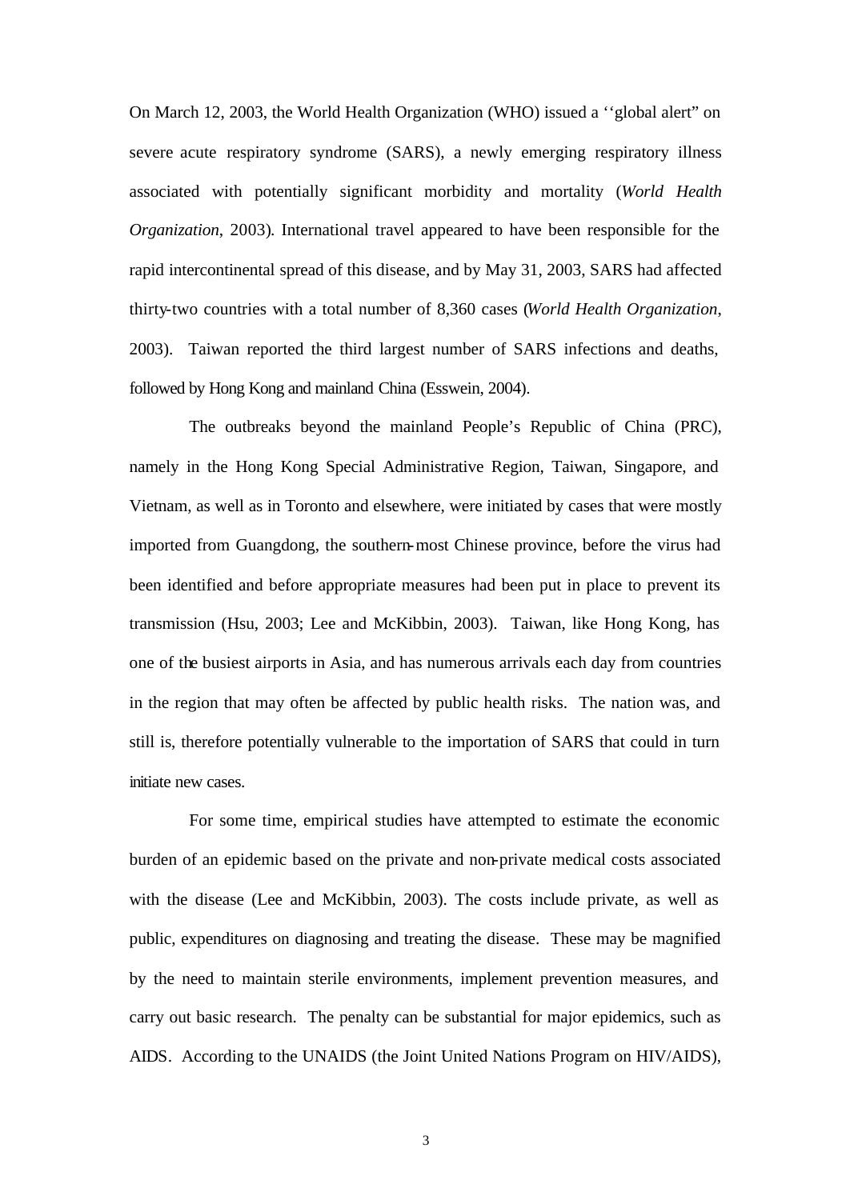On March 12, 2003, the World Health Organization (WHO) issued a ‘‘global alert” on severe acute respiratory syndrome (SARS), a newly emerging respiratory illness associated with potentially significant morbidity and mortality (*World Health Organization*, 2003). International travel appeared to have been responsible for the rapid intercontinental spread of this disease, and by May 31, 2003, SARS had affected thirty-two countries with a total number of 8,360 cases (*World Health Organization*, 2003). Taiwan reported the third largest number of SARS infections and deaths, followed by Hong Kong and mainland China (Esswein, 2004).

The outbreaks beyond the mainland People's Republic of China (PRC), namely in the Hong Kong Special Administrative Region, Taiwan, Singapore, and Vietnam, as well as in Toronto and elsewhere, were initiated by cases that were mostly imported from Guangdong, the southern-most Chinese province, before the virus had been identified and before appropriate measures had been put in place to prevent its transmission (Hsu, 2003; Lee and McKibbin, 2003). Taiwan, like Hong Kong, has one of the busiest airports in Asia, and has numerous arrivals each day from countries in the region that may often be affected by public health risks. The nation was, and still is, therefore potentially vulnerable to the importation of SARS that could in turn initiate new cases.

For some time, empirical studies have attempted to estimate the economic burden of an epidemic based on the private and non-private medical costs associated with the disease (Lee and McKibbin, 2003). The costs include private, as well as public, expenditures on diagnosing and treating the disease. These may be magnified by the need to maintain sterile environments, implement prevention measures, and carry out basic research. The penalty can be substantial for major epidemics, such as AIDS. According to the UNAIDS (the Joint United Nations Program on HIV/AIDS),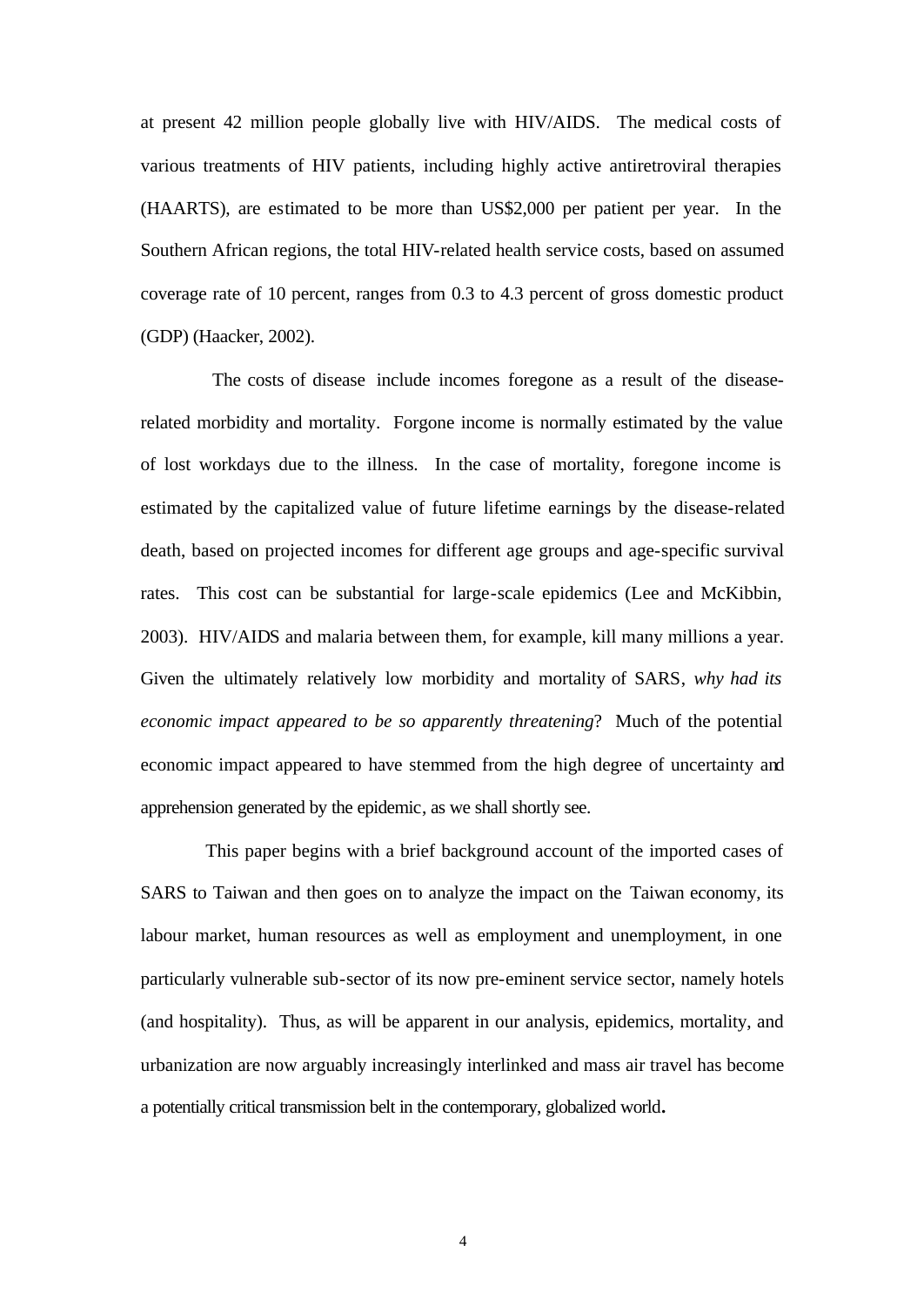at present 42 million people globally live with HIV/AIDS. The medical costs of various treatments of HIV patients, including highly active antiretroviral therapies (HAARTS), are estimated to be more than US$2,000 per patient per year. In the Southern African regions, the total HIV-related health service costs, based on assumed coverage rate of 10 percent, ranges from 0.3 to 4.3 percent of gross domestic product (GDP) (Haacker, 2002).

The costs of disease include incomes foregone as a result of the disease-related morbidity and mortality. Forgone income is normally estimated by the value of lost workdays due to the illness. In the case of mortality, foregone income is estimated by the capitalized value of future lifetime earnings by the disease-related death, based on projected incomes for different age groups and age-specific survival rates. This cost can be substantial for large-scale epidemics (Lee and McKibbin, 2003). HIV/AIDS and malaria between them, for example, kill many millions a year. Given the ultimately relatively low morbidity and mortality of SARS, *why had its economic impact appeared to be so apparently threatening*? Much of the potential economic impact appeared to have stemmed from the high degree of uncertainty and apprehension generated by the epidemic, as we shall shortly see.

This paper begins with a brief background account of the imported cases of SARS to Taiwan and then goes on to analyze the impact on the Taiwan economy, its labour market, human resources as well as employment and unemployment, in one particularly vulnerable sub-sector of its now pre-eminent service sector, namely hotels (and hospitality). Thus, as will be apparent in our analysis, epidemics, mortality, and urbanization are now arguably increasingly interlinked and mass air travel has become a potentially critical transmission belt in the contemporary, globalized world.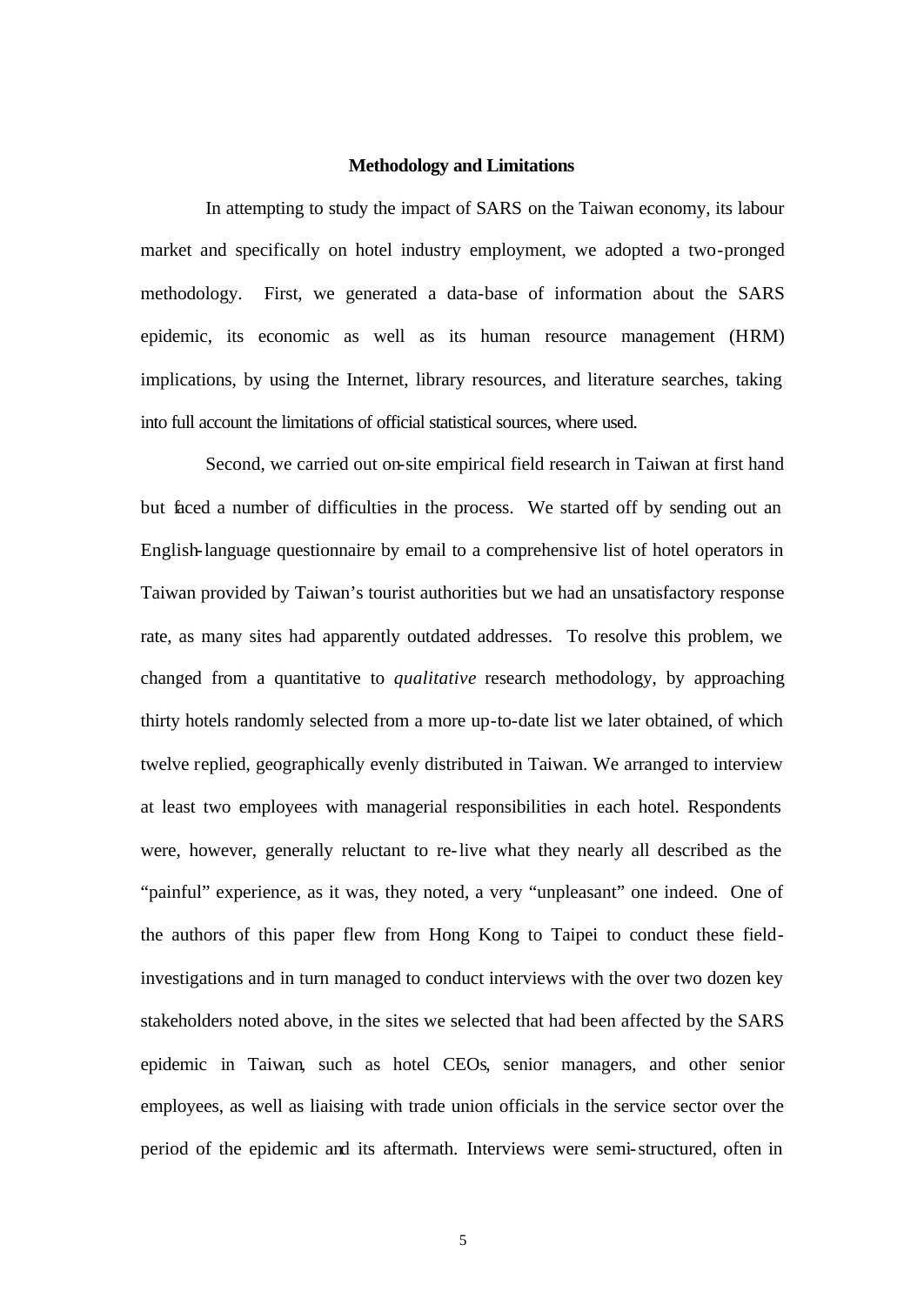## Methodology and Limitations

In attempting to study the impact of SARS on the Taiwan economy, its labour market and specifically on hotel industry employment, we adopted a two-pronged methodology. First, we generated a data-base of information about the SARS epidemic, its economic as well as its human resource management (HRM) implications, by using the Internet, library resources, and literature searches, taking into full account the limitations of official statistical sources, where used.

Second, we carried out on-site empirical field research in Taiwan at first hand but faced a number of difficulties in the process. We started off by sending out an English-language questionnaire by email to a comprehensive list of hotel operators in Taiwan provided by Taiwan's tourist authorities but we had an unsatisfactory response rate, as many sites had apparently outdated addresses. To resolve this problem, we changed from a quantitative to *qualitative* research methodology, by approaching thirty hotels randomly selected from a more up-to-date list we later obtained, of which twelve replied, geographically evenly distributed in Taiwan. We arranged to interview at least two employees with managerial responsibilities in each hotel. Respondents were, however, generally reluctant to re-live what they nearly all described as the "painful" experience, as it was, they noted, a very "unpleasant" one indeed. One of the authors of this paper flew from Hong Kong to Taipei to conduct these field-investigations and in turn managed to conduct interviews with the over two dozen key stakeholders noted above, in the sites we selected that had been affected by the SARS epidemic in Taiwan, such as hotel CEOs, senior managers, and other senior employees, as well as liaising with trade union officials in the service sector over the period of the epidemic and its aftermath. Interviews were semi-structured, often in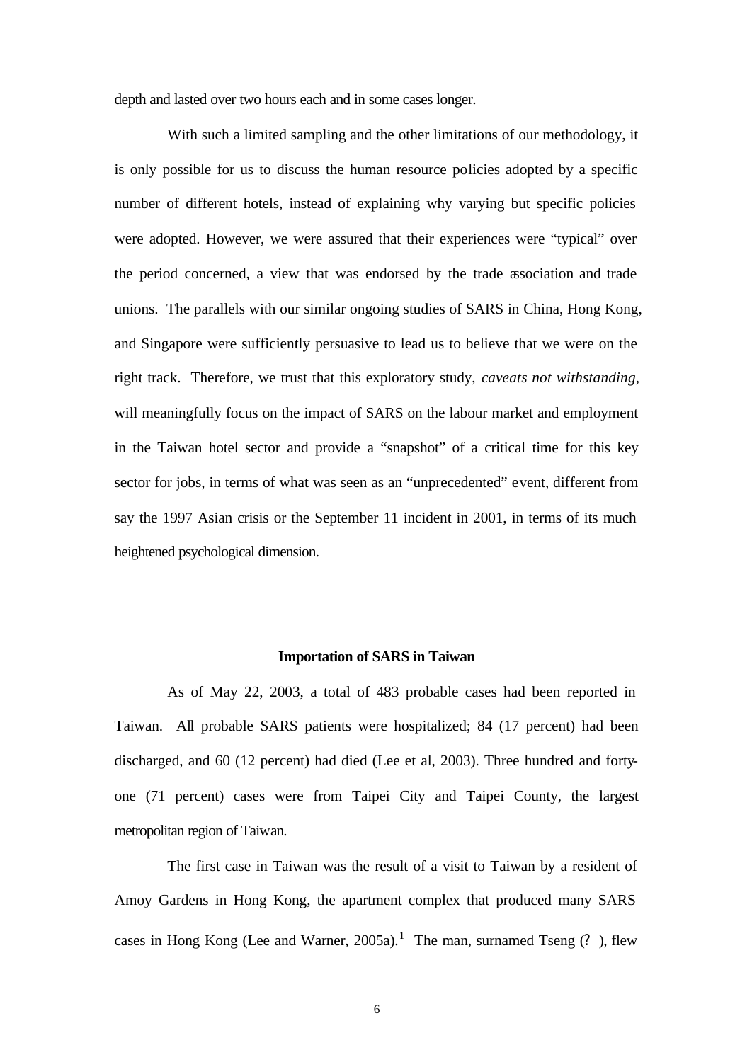depth and lasted over two hours each and in some cases longer.

With such a limited sampling and the other limitations of our methodology, it is only possible for us to discuss the human resource policies adopted by a specific number of different hotels, instead of explaining why varying but specific policies were adopted. However, we were assured that their experiences were "typical" over the period concerned, a view that was endorsed by the trade association and trade unions. The parallels with our similar ongoing studies of SARS in China, Hong Kong, and Singapore were sufficiently persuasive to lead us to believe that we were on the right track. Therefore, we trust that this exploratory study, *caveats not withstanding*, will meaningfully focus on the impact of SARS on the labour market and employment in the Taiwan hotel sector and provide a "snapshot" of a critical time for this key sector for jobs, in terms of what was seen as an "unprecedented" event, different from say the 1997 Asian crisis or the September 11 incident in 2001, in terms of its much heightened psychological dimension.

### Importation of SARS in Taiwan

As of May 22, 2003, a total of 483 probable cases had been reported in Taiwan. All probable SARS patients were hospitalized; 84 (17 percent) had been discharged, and 60 (12 percent) had died (Lee et al, 2003). Three hundred and forty-one (71 percent) cases were from Taipei City and Taipei County, the largest metropolitan region of Taiwan.

The first case in Taiwan was the result of a visit to Taiwan by a resident of Amoy Gardens in Hong Kong, the apartment complex that produced many SARS cases in Hong Kong (Lee and Warner, 2005a).[1] The man, surnamed Tseng (? ), flew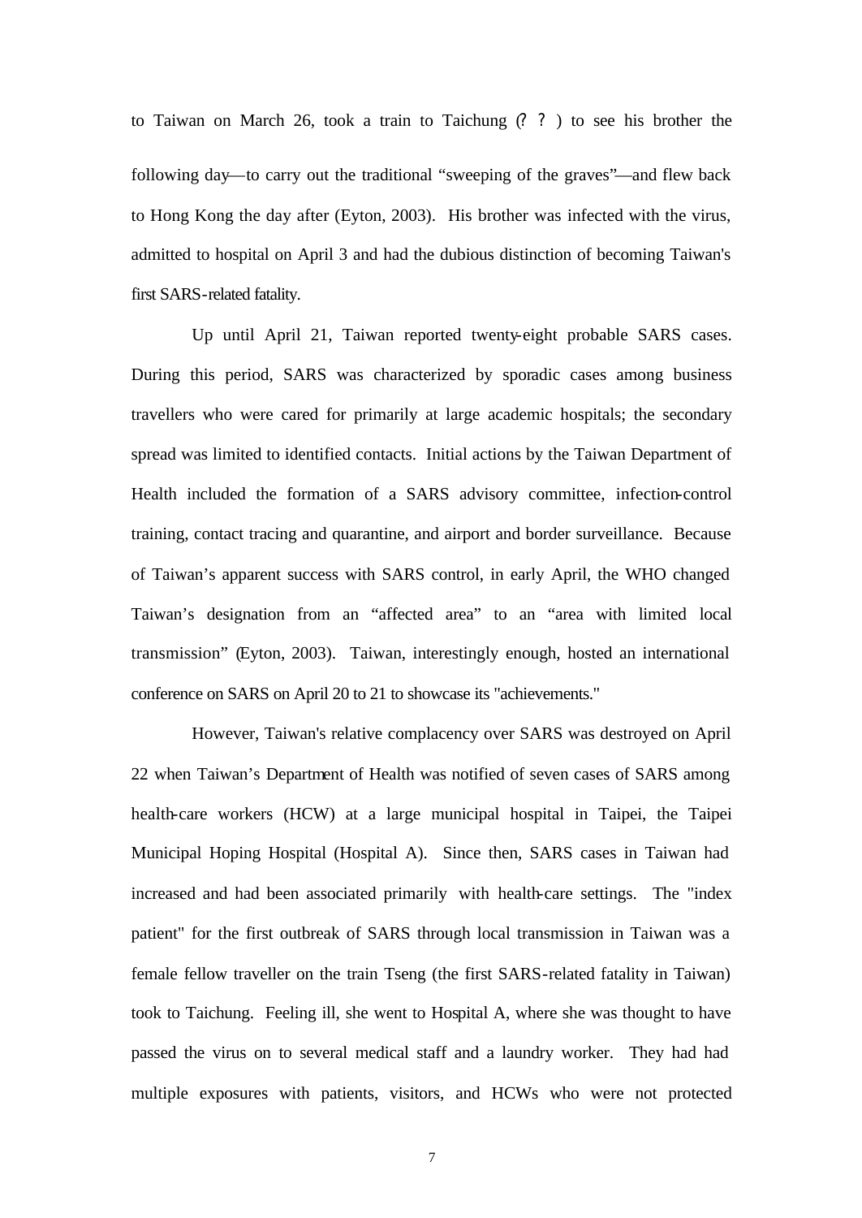to Taiwan on March 26, took a train to Taichung (? ? ) to see his brother the following day—to carry out the traditional “sweeping of the graves”—and flew back to Hong Kong the day after (Eyton, 2003). His brother was infected with the virus, admitted to hospital on April 3 and had the dubious distinction of becoming Taiwan's first SARS-related fatality.

Up until April 21, Taiwan reported twenty-eight probable SARS cases. During this period, SARS was characterized by sporadic cases among business travellers who were cared for primarily at large academic hospitals; the secondary spread was limited to identified contacts. Initial actions by the Taiwan Department of Health included the formation of a SARS advisory committee, infection-control training, contact tracing and quarantine, and airport and border surveillance. Because of Taiwan’s apparent success with SARS control, in early April, the WHO changed Taiwan’s designation from an “affected area” to an “area with limited local transmission” (Eyton, 2003). Taiwan, interestingly enough, hosted an international conference on SARS on April 20 to 21 to showcase its "achievements."

However, Taiwan's relative complacency over SARS was destroyed on April 22 when Taiwan’s Department of Health was notified of seven cases of SARS among health-care workers (HCW) at a large municipal hospital in Taipei, the Taipei Municipal Hoping Hospital (Hospital A). Since then, SARS cases in Taiwan had increased and had been associated primarily with health-care settings. The "index patient" for the first outbreak of SARS through local transmission in Taiwan was a female fellow traveller on the train Tseng (the first SARS-related fatality in Taiwan) took to Taichung. Feeling ill, she went to Hospital A, where she was thought to have passed the virus on to several medical staff and a laundry worker. They had had multiple exposures with patients, visitors, and HCWs who were not protected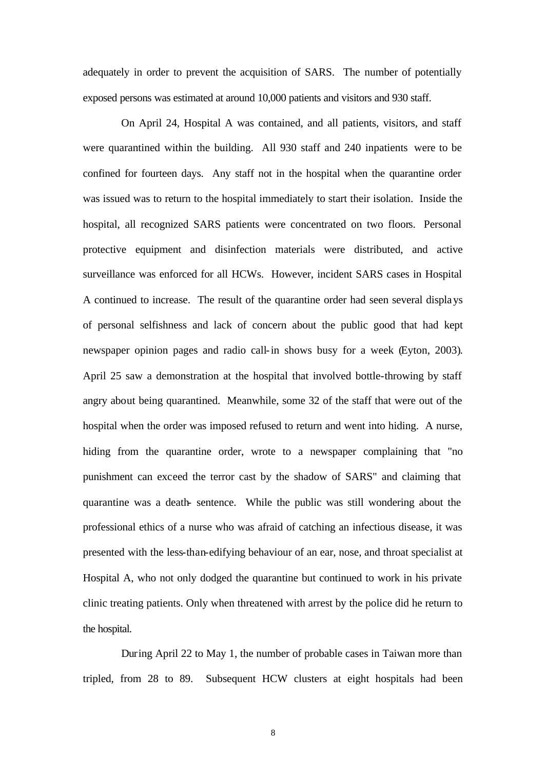adequately in order to prevent the acquisition of SARS. The number of potentially exposed persons was estimated at around 10,000 patients and visitors and 930 staff.

On April 24, Hospital A was contained, and all patients, visitors, and staff were quarantined within the building. All 930 staff and 240 inpatients were to be confined for fourteen days. Any staff not in the hospital when the quarantine order was issued was to return to the hospital immediately to start their isolation. Inside the hospital, all recognized SARS patients were concentrated on two floors. Personal protective equipment and disinfection materials were distributed, and active surveillance was enforced for all HCWs. However, incident SARS cases in Hospital A continued to increase. The result of the quarantine order had seen several displays of personal selfishness and lack of concern about the public good that had kept newspaper opinion pages and radio call-in shows busy for a week (Eyton, 2003). April 25 saw a demonstration at the hospital that involved bottle-throwing by staff angry about being quarantined. Meanwhile, some 32 of the staff that were out of the hospital when the order was imposed refused to return and went into hiding. A nurse, hiding from the quarantine order, wrote to a newspaper complaining that "no punishment can exceed the terror cast by the shadow of SARS" and claiming that quarantine was a death- sentence. While the public was still wondering about the professional ethics of a nurse who was afraid of catching an infectious disease, it was presented with the less-than-edifying behaviour of an ear, nose, and throat specialist at Hospital A, who not only dodged the quarantine but continued to work in his private clinic treating patients. Only when threatened with arrest by the police did he return to the hospital.

During April 22 to May 1, the number of probable cases in Taiwan more than tripled, from 28 to 89. Subsequent HCW clusters at eight hospitals had been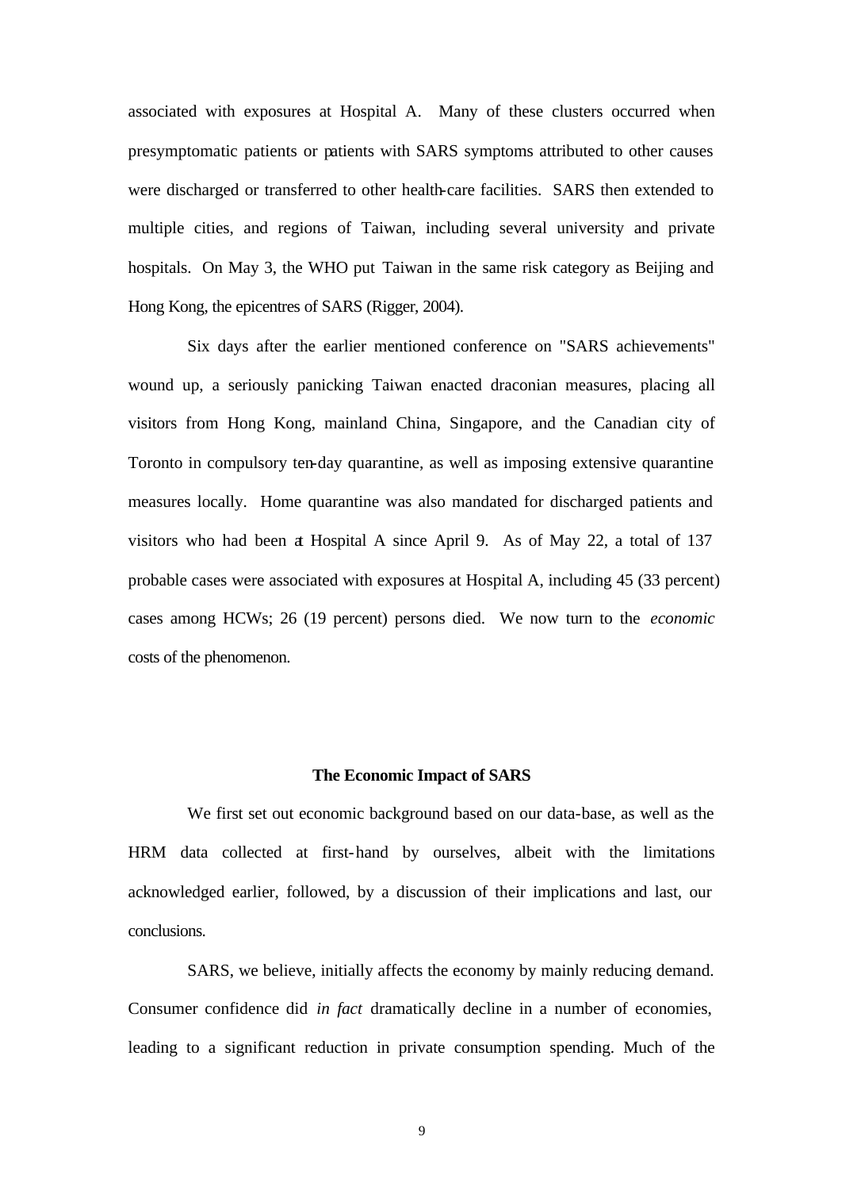associated with exposures at Hospital A. Many of these clusters occurred when presymptomatic patients or patients with SARS symptoms attributed to other causes were discharged or transferred to other health-care facilities. SARS then extended to multiple cities, and regions of Taiwan, including several university and private hospitals. On May 3, the WHO put Taiwan in the same risk category as Beijing and Hong Kong, the epicentres of SARS (Rigger, 2004).

Six days after the earlier mentioned conference on "SARS achievements" wound up, a seriously panicking Taiwan enacted draconian measures, placing all visitors from Hong Kong, mainland China, Singapore, and the Canadian city of Toronto in compulsory ten-day quarantine, as well as imposing extensive quarantine measures locally. Home quarantine was also mandated for discharged patients and visitors who had been at Hospital A since April 9. As of May 22, a total of 137 probable cases were associated with exposures at Hospital A, including 45 (33 percent) cases among HCWs; 26 (19 percent) persons died. We now turn to the *economic* costs of the phenomenon.

### The Economic Impact of SARS

We first set out economic background based on our data-base, as well as the HRM data collected at first-hand by ourselves, albeit with the limitations acknowledged earlier, followed, by a discussion of their implications and last, our conclusions.

SARS, we believe, initially affects the economy by mainly reducing demand. Consumer confidence did *in fact* dramatically decline in a number of economies, leading to a significant reduction in private consumption spending. Much of the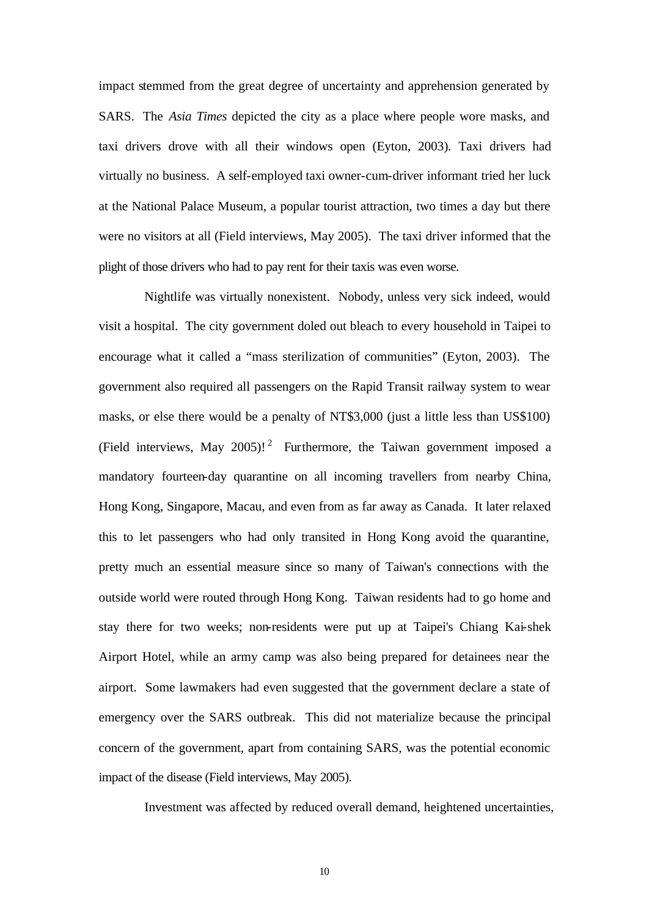impact stemmed from the great degree of uncertainty and apprehension generated by SARS. The *Asia Times* depicted the city as a place where people wore masks, and taxi drivers drove with all their windows open (Eyton, 2003). Taxi drivers had virtually no business. A self-employed taxi owner-cum-driver informant tried her luck at the National Palace Museum, a popular tourist attraction, two times a day but there were no visitors at all (Field interviews, May 2005). The taxi driver informed that the plight of those drivers who had to pay rent for their taxis was even worse.

Nightlife was virtually nonexistent. Nobody, unless very sick indeed, would visit a hospital. The city government doled out bleach to every household in Taipei to encourage what it called a "mass sterilization of communities" (Eyton, 2003). The government also required all passengers on the Rapid Transit railway system to wear masks, or else there would be a penalty of NT$3,000 (just a little less than US$100) (Field interviews, May 2005)![2] Furthermore, the Taiwan government imposed a mandatory fourteen-day quarantine on all incoming travellers from nearby China, Hong Kong, Singapore, Macau, and even from as far away as Canada. It later relaxed this to let passengers who had only transited in Hong Kong avoid the quarantine, pretty much an essential measure since so many of Taiwan's connections with the outside world were routed through Hong Kong. Taiwan residents had to go home and stay there for two weeks; non-residents were put up at Taipei's Chiang Kai-shek Airport Hotel, while an army camp was also being prepared for detainees near the airport. Some lawmakers had even suggested that the government declare a state of emergency over the SARS outbreak. This did not materialize because the principal concern of the government, apart from containing SARS, was the potential economic impact of the disease (Field interviews, May 2005).

Investment was affected by reduced overall demand, heightened uncertainties,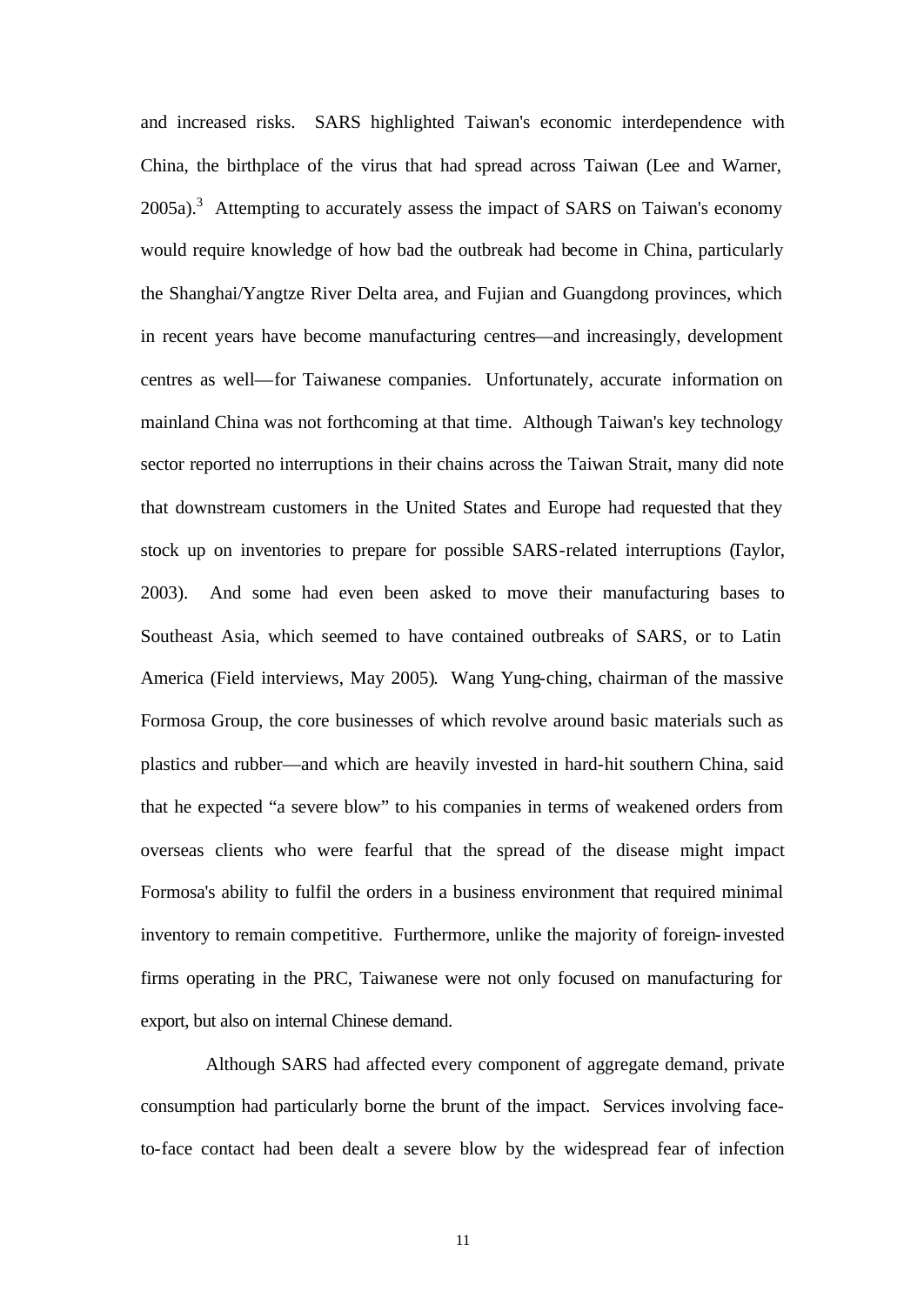and increased risks. SARS highlighted Taiwan's economic interdependence with China, the birthplace of the virus that had spread across Taiwan (Lee and Warner, 2005a).[3] Attempting to accurately assess the impact of SARS on Taiwan's economy would require knowledge of how bad the outbreak had become in China, particularly the Shanghai/Yangtze River Delta area, and Fujian and Guangdong provinces, which in recent years have become manufacturing centres—and increasingly, development centres as well—for Taiwanese companies. Unfortunately, accurate information on mainland China was not forthcoming at that time. Although Taiwan's key technology sector reported no interruptions in their chains across the Taiwan Strait, many did note that downstream customers in the United States and Europe had requested that they stock up on inventories to prepare for possible SARS-related interruptions (Taylor, 2003). And some had even been asked to move their manufacturing bases to Southeast Asia, which seemed to have contained outbreaks of SARS, or to Latin America (Field interviews, May 2005). Wang Yung-ching, chairman of the massive Formosa Group, the core businesses of which revolve around basic materials such as plastics and rubber—and which are heavily invested in hard-hit southern China, said that he expected "a severe blow" to his companies in terms of weakened orders from overseas clients who were fearful that the spread of the disease might impact Formosa's ability to fulfil the orders in a business environment that required minimal inventory to remain competitive. Furthermore, unlike the majority of foreign-invested firms operating in the PRC, Taiwanese were not only focused on manufacturing for export, but also on internal Chinese demand.

Although SARS had affected every component of aggregate demand, private consumption had particularly borne the brunt of the impact. Services involving face-to-face contact had been dealt a severe blow by the widespread fear of infection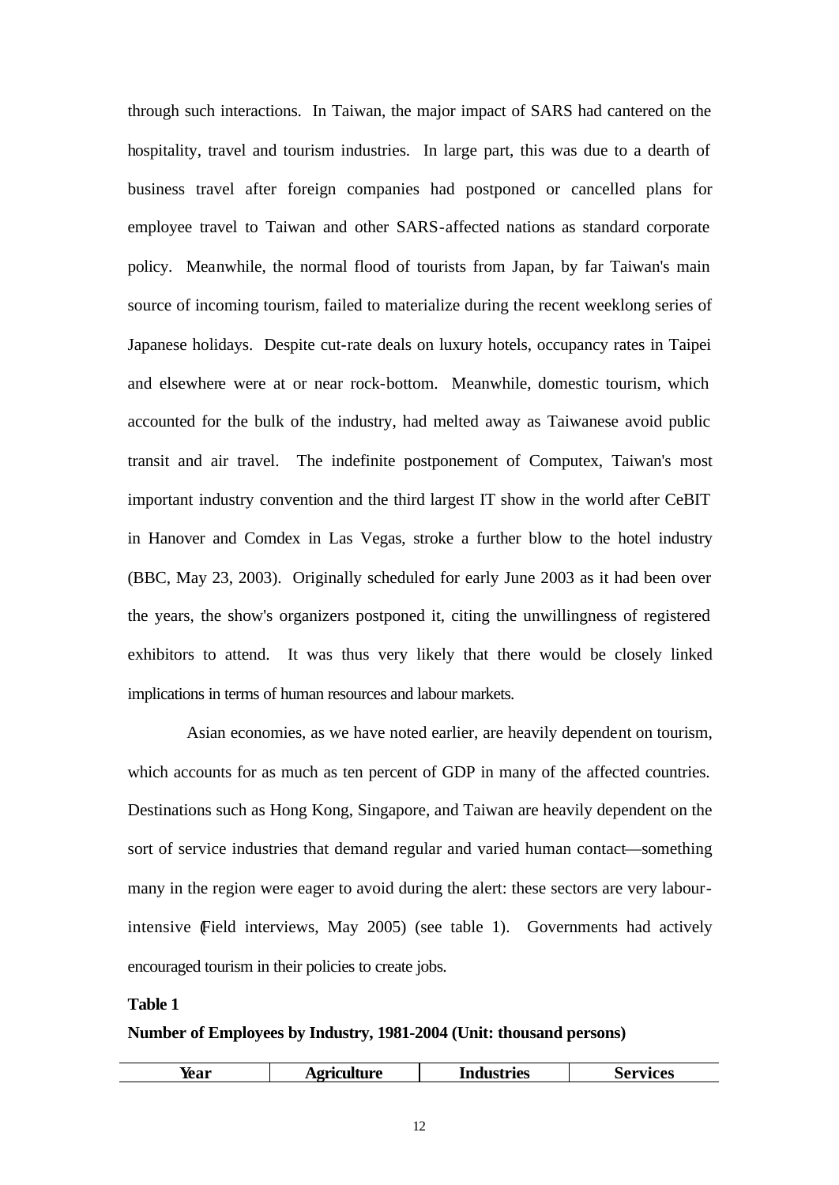through such interactions. In Taiwan, the major impact of SARS had cantered on the hospitality, travel and tourism industries. In large part, this was due to a dearth of business travel after foreign companies had postponed or cancelled plans for employee travel to Taiwan and other SARS-affected nations as standard corporate policy. Meanwhile, the normal flood of tourists from Japan, by far Taiwan's main source of incoming tourism, failed to materialize during the recent weeklong series of Japanese holidays. Despite cut-rate deals on luxury hotels, occupancy rates in Taipei and elsewhere were at or near rock-bottom. Meanwhile, domestic tourism, which accounted for the bulk of the industry, had melted away as Taiwanese avoid public transit and air travel. The indefinite postponement of Computex, Taiwan's most important industry convention and the third largest IT show in the world after CeBIT in Hanover and Comdex in Las Vegas, stroke a further blow to the hotel industry (BBC, May 23, 2003). Originally scheduled for early June 2003 as it had been over the years, the show's organizers postponed it, citing the unwillingness of registered exhibitors to attend. It was thus very likely that there would be closely linked implications in terms of human resources and labour markets.

Asian economies, as we have noted earlier, are heavily dependent on tourism, which accounts for as much as ten percent of GDP in many of the affected countries. Destinations such as Hong Kong, Singapore, and Taiwan are heavily dependent on the sort of service industries that demand regular and varied human contact—something many in the region were eager to avoid during the alert: these sectors are very labour-intensive (Field interviews, May 2005) (see table 1). Governments had actively encouraged tourism in their policies to create jobs.

**Table 1**

**Number of Employees by Industry, 1981-2004 (Unit: thousand persons)**

| Year | Agriculture | Industries | Services |
|---|---|---|---|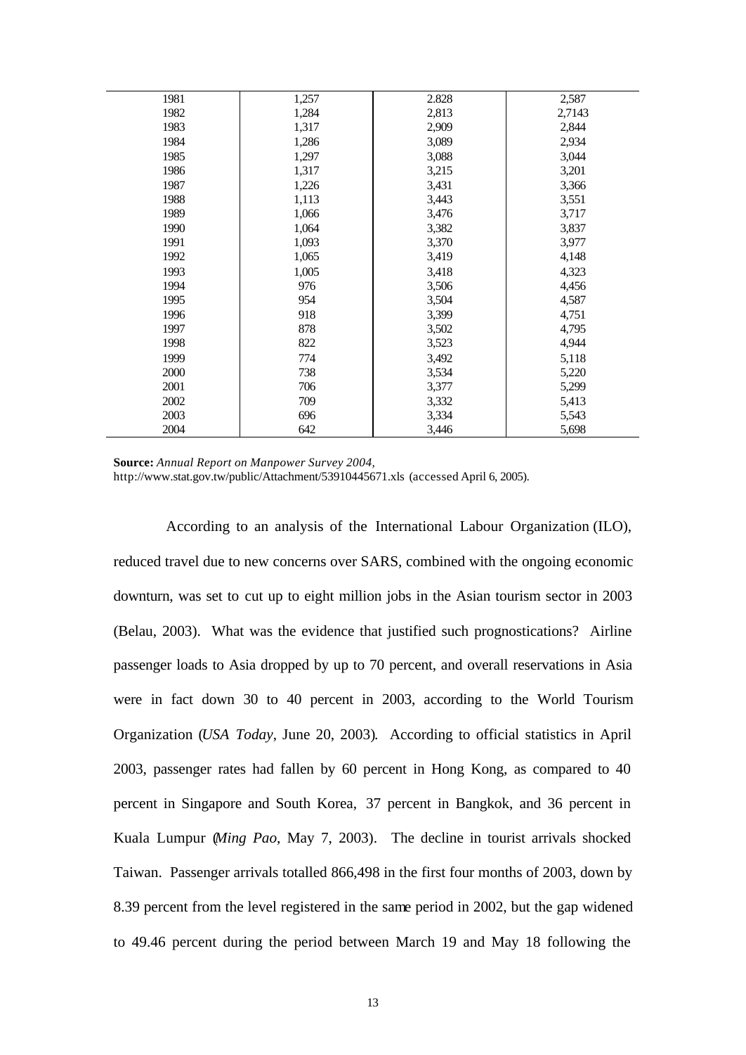| | | | |
|---|---|---|---|
| 1981 | 1,257 | 2.828 | 2,587 |
| 1982 | 1,284 | 2,813 | 2,7143 |
| 1983 | 1,317 | 2,909 | 2,844 |
| 1984 | 1,286 | 3,089 | 2,934 |
| 1985 | 1,297 | 3,088 | 3,044 |
| 1986 | 1,317 | 3,215 | 3,201 |
| 1987 | 1,226 | 3,431 | 3,366 |
| 1988 | 1,113 | 3,443 | 3,551 |
| 1989 | 1,066 | 3,476 | 3,717 |
| 1990 | 1,064 | 3,382 | 3,837 |
| 1991 | 1,093 | 3,370 | 3,977 |
| 1992 | 1,065 | 3,419 | 4,148 |
| 1993 | 1,005 | 3,418 | 4,323 |
| 1994 | 976 | 3,506 | 4,456 |
| 1995 | 954 | 3,504 | 4,587 |
| 1996 | 918 | 3,399 | 4,751 |
| 1997 | 878 | 3,502 | 4,795 |
| 1998 | 822 | 3,523 | 4,944 |
| 1999 | 774 | 3,492 | 5,118 |
| 2000 | 738 | 3,534 | 5,220 |
| 2001 | 706 | 3,377 | 5,299 |
| 2002 | 709 | 3,332 | 5,413 |
| 2003 | 696 | 3,334 | 5,543 |
| 2004 | 642 | 3,446 | 5,698 |

**Source:** *Annual Report on Manpower Survey 2004*, http://www.stat.gov.tw/public/Attachment/53910445671.xls (accessed April 6, 2005).

According to an analysis of the International Labour Organization (ILO), reduced travel due to new concerns over SARS, combined with the ongoing economic downturn, was set to cut up to eight million jobs in the Asian tourism sector in 2003 (Belau, 2003). What was the evidence that justified such prognostications? Airline passenger loads to Asia dropped by up to 70 percent, and overall reservations in Asia were in fact down 30 to 40 percent in 2003, according to the World Tourism Organization (*USA Today*, June 20, 2003). According to official statistics in April 2003, passenger rates had fallen by 60 percent in Hong Kong, as compared to 40 percent in Singapore and South Korea, 37 percent in Bangkok, and 36 percent in Kuala Lumpur (*Ming Pao*, May 7, 2003). The decline in tourist arrivals shocked Taiwan. Passenger arrivals totalled 866,498 in the first four months of 2003, down by 8.39 percent from the level registered in the same period in 2002, but the gap widened to 49.46 percent during the period between March 19 and May 18 following the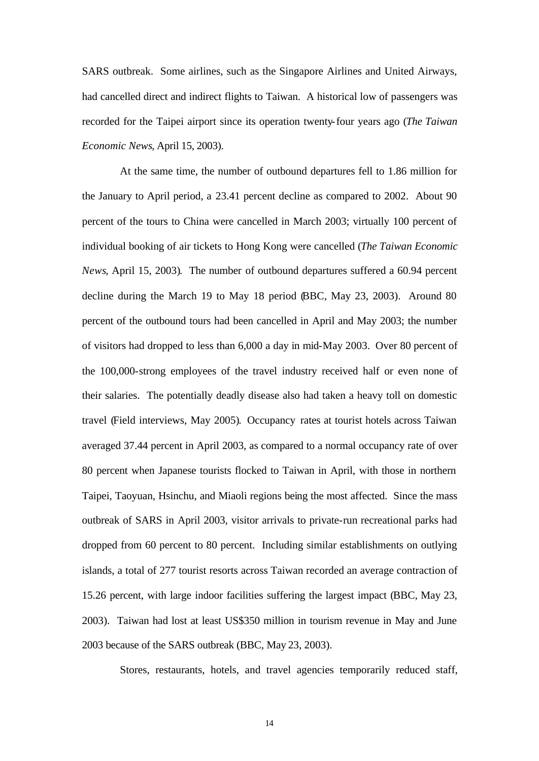SARS outbreak. Some airlines, such as the Singapore Airlines and United Airways, had cancelled direct and indirect flights to Taiwan. A historical low of passengers was recorded for the Taipei airport since its operation twenty-four years ago (*The Taiwan Economic News*, April 15, 2003).

At the same time, the number of outbound departures fell to 1.86 million for the January to April period, a 23.41 percent decline as compared to 2002. About 90 percent of the tours to China were cancelled in March 2003; virtually 100 percent of individual booking of air tickets to Hong Kong were cancelled (*The Taiwan Economic News*, April 15, 2003). The number of outbound departures suffered a 60.94 percent decline during the March 19 to May 18 period (BBC, May 23, 2003). Around 80 percent of the outbound tours had been cancelled in April and May 2003; the number of visitors had dropped to less than 6,000 a day in mid-May 2003. Over 80 percent of the 100,000-strong employees of the travel industry received half or even none of their salaries. The potentially deadly disease also had taken a heavy toll on domestic travel (Field interviews, May 2005). Occupancy rates at tourist hotels across Taiwan averaged 37.44 percent in April 2003, as compared to a normal occupancy rate of over 80 percent when Japanese tourists flocked to Taiwan in April, with those in northern Taipei, Taoyuan, Hsinchu, and Miaoli regions being the most affected. Since the mass outbreak of SARS in April 2003, visitor arrivals to private-run recreational parks had dropped from 60 percent to 80 percent. Including similar establishments on outlying islands, a total of 277 tourist resorts across Taiwan recorded an average contraction of 15.26 percent, with large indoor facilities suffering the largest impact (BBC, May 23, 2003). Taiwan had lost at least US$350 million in tourism revenue in May and June 2003 because of the SARS outbreak (BBC, May 23, 2003).

Stores, restaurants, hotels, and travel agencies temporarily reduced staff,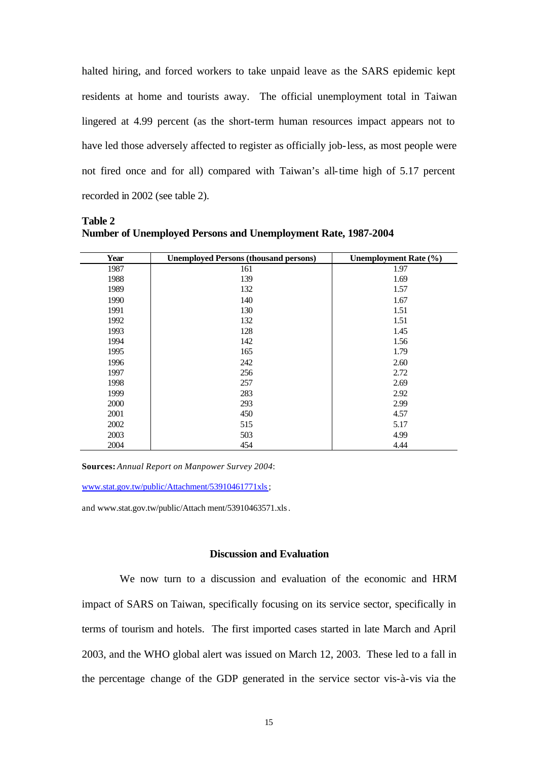halted hiring, and forced workers to take unpaid leave as the SARS epidemic kept residents at home and tourists away. The official unemployment total in Taiwan lingered at 4.99 percent (as the short-term human resources impact appears not to have led those adversely affected to register as officially job-less, as most people were not fired once and for all) compared with Taiwan's all-time high of 5.17 percent recorded in 2002 (see table 2).

**Table 2**
**Number of Unemployed Persons and Unemployment Rate, 1987-2004**

| Year | Unemployed Persons (thousand persons) | Unemployment Rate (%) |
|---|---|---|
| 1987 | 161 | 1.97 |
| 1988 | 139 | 1.69 |
| 1989 | 132 | 1.57 |
| 1990 | 140 | 1.67 |
| 1991 | 130 | 1.51 |
| 1992 | 132 | 1.51 |
| 1993 | 128 | 1.45 |
| 1994 | 142 | 1.56 |
| 1995 | 165 | 1.79 |
| 1996 | 242 | 2.60 |
| 1997 | 256 | 2.72 |
| 1998 | 257 | 2.69 |
| 1999 | 283 | 2.92 |
| 2000 | 293 | 2.99 |
| 2001 | 450 | 4.57 |
| 2002 | 515 | 5.17 |
| 2003 | 503 | 4.99 |
| 2004 | 454 | 4.44 |

**Sources:** *Annual Report on Manpower Survey 2004*:

www.stat.gov.tw/public/Attachment/53910461771xls;

and www.stat.gov.tw/public/Attach ment/53910463571.xls.

### Discussion and Evaluation

We now turn to a discussion and evaluation of the economic and HRM impact of SARS on Taiwan, specifically focusing on its service sector, specifically in terms of tourism and hotels. The first imported cases started in late March and April 2003, and the WHO global alert was issued on March 12, 2003. These led to a fall in the percentage change of the GDP generated in the service sector vis-à-vis via the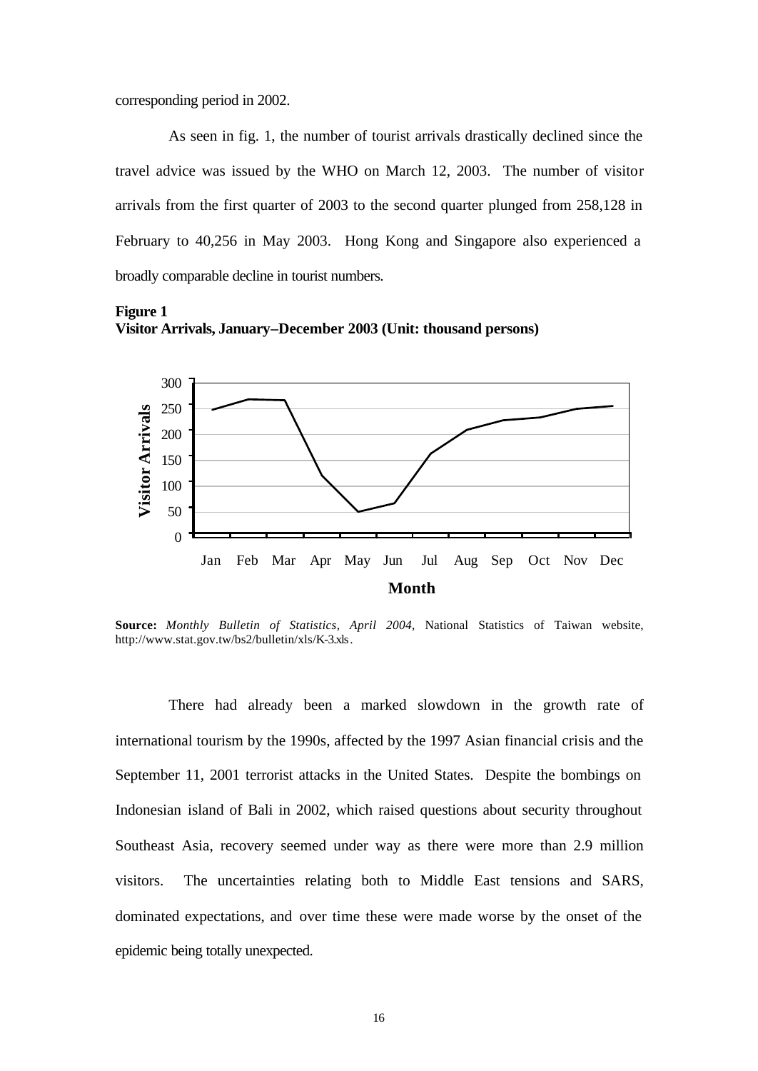corresponding period in 2002.

As seen in fig. 1, the number of tourist arrivals drastically declined since the travel advice was issued by the WHO on March 12, 2003. The number of visitor arrivals from the first quarter of 2003 to the second quarter plunged from 258,128 in February to 40,256 in May 2003. Hong Kong and Singapore also experienced a broadly comparable decline in tourist numbers.

**Figure 1**
**Visitor Arrivals, January–December 2003 (Unit: thousand persons)**

**Source:** *Monthly Bulletin of Statistics, April 2004*, National Statistics of Taiwan website, http://www.stat.gov.tw/bs2/bulletin/xls/K-3.xls.

There had already been a marked slowdown in the growth rate of international tourism by the 1990s, affected by the 1997 Asian financial crisis and the September 11, 2001 terrorist attacks in the United States. Despite the bombings on Indonesian island of Bali in 2002, which raised questions about security throughout Southeast Asia, recovery seemed under way as there were more than 2.9 million visitors. The uncertainties relating both to Middle East tensions and SARS, dominated expectations, and over time these were made worse by the onset of the epidemic being totally unexpected.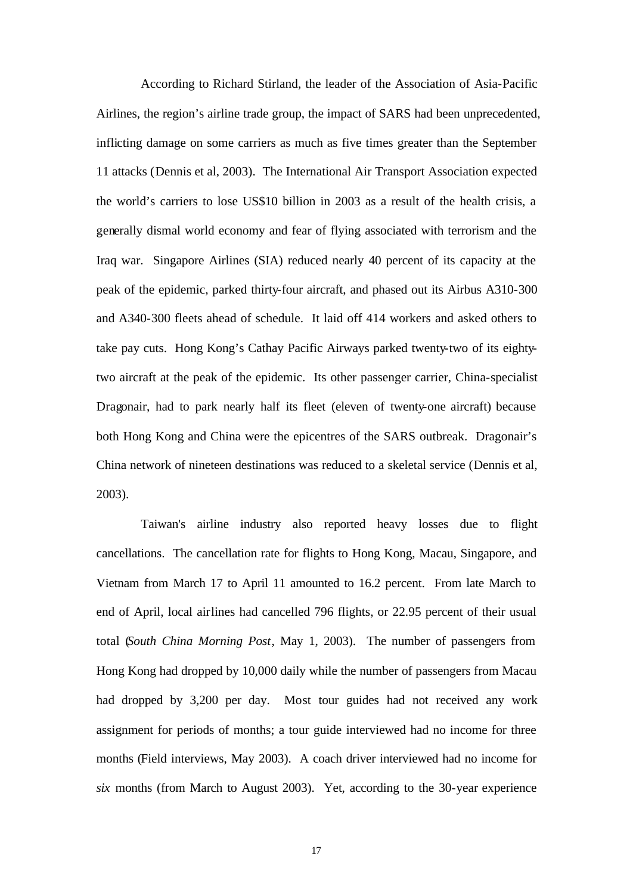According to Richard Stirland, the leader of the Association of Asia-Pacific Airlines, the region's airline trade group, the impact of SARS had been unprecedented, inflicting damage on some carriers as much as five times greater than the September 11 attacks (Dennis et al, 2003). The International Air Transport Association expected the world's carriers to lose US$10 billion in 2003 as a result of the health crisis, a generally dismal world economy and fear of flying associated with terrorism and the Iraq war. Singapore Airlines (SIA) reduced nearly 40 percent of its capacity at the peak of the epidemic, parked thirty-four aircraft, and phased out its Airbus A310-300 and A340-300 fleets ahead of schedule. It laid off 414 workers and asked others to take pay cuts. Hong Kong's Cathay Pacific Airways parked twenty-two of its eighty-two aircraft at the peak of the epidemic. Its other passenger carrier, China-specialist Dragonair, had to park nearly half its fleet (eleven of twenty-one aircraft) because both Hong Kong and China were the epicentres of the SARS outbreak. Dragonair's China network of nineteen destinations was reduced to a skeletal service (Dennis et al, 2003).

Taiwan's airline industry also reported heavy losses due to flight cancellations. The cancellation rate for flights to Hong Kong, Macau, Singapore, and Vietnam from March 17 to April 11 amounted to 16.2 percent. From late March to end of April, local airlines had cancelled 796 flights, or 22.95 percent of their usual total (*South China Morning Post*, May 1, 2003). The number of passengers from Hong Kong had dropped by 10,000 daily while the number of passengers from Macau had dropped by 3,200 per day. Most tour guides had not received any work assignment for periods of months; a tour guide interviewed had no income for three months (Field interviews, May 2003). A coach driver interviewed had no income for *six* months (from March to August 2003). Yet, according to the 30-year experience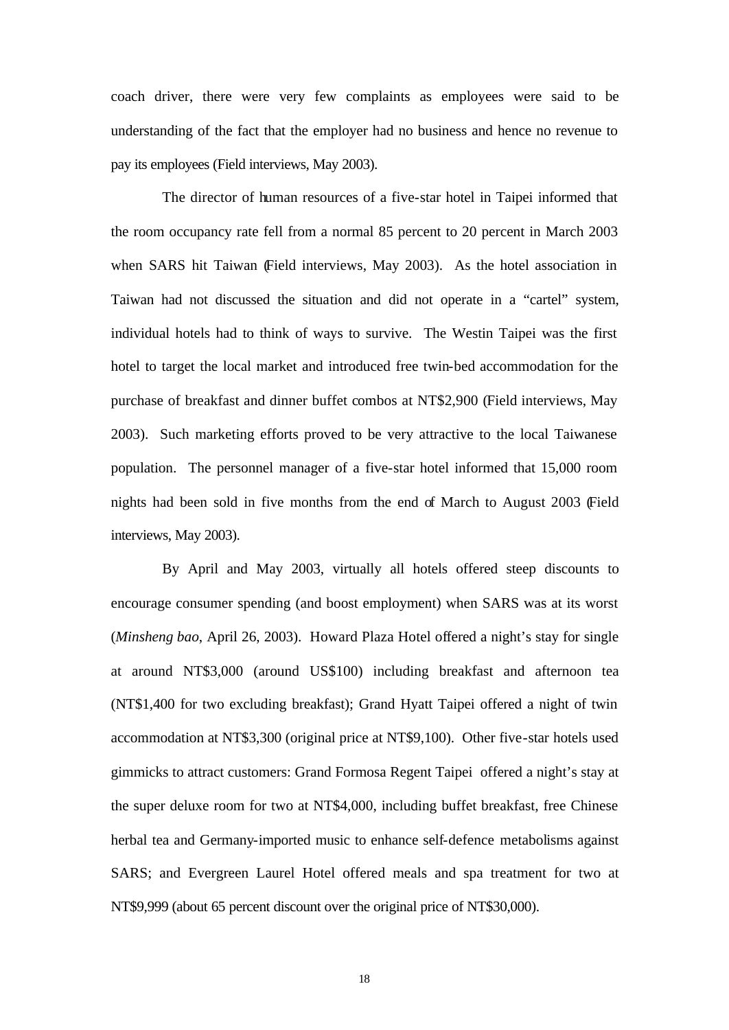coach driver, there were very few complaints as employees were said to be understanding of the fact that the employer had no business and hence no revenue to pay its employees (Field interviews, May 2003).

The director of human resources of a five-star hotel in Taipei informed that the room occupancy rate fell from a normal 85 percent to 20 percent in March 2003 when SARS hit Taiwan (Field interviews, May 2003). As the hotel association in Taiwan had not discussed the situation and did not operate in a "cartel" system, individual hotels had to think of ways to survive. The Westin Taipei was the first hotel to target the local market and introduced free twin-bed accommodation for the purchase of breakfast and dinner buffet combos at NT$2,900 (Field interviews, May 2003). Such marketing efforts proved to be very attractive to the local Taiwanese population. The personnel manager of a five-star hotel informed that 15,000 room nights had been sold in five months from the end of March to August 2003 (Field interviews, May 2003).

By April and May 2003, virtually all hotels offered steep discounts to encourage consumer spending (and boost employment) when SARS was at its worst (*Minsheng bao*, April 26, 2003). Howard Plaza Hotel offered a night's stay for single at around NT$3,000 (around US$100) including breakfast and afternoon tea (NT$1,400 for two excluding breakfast); Grand Hyatt Taipei offered a night of twin accommodation at NT$3,300 (original price at NT$9,100). Other five-star hotels used gimmicks to attract customers: Grand Formosa Regent Taipei offered a night's stay at the super deluxe room for two at NT$4,000, including buffet breakfast, free Chinese herbal tea and Germany-imported music to enhance self-defence metabolisms against SARS; and Evergreen Laurel Hotel offered meals and spa treatment for two at NT$9,999 (about 65 percent discount over the original price of NT$30,000).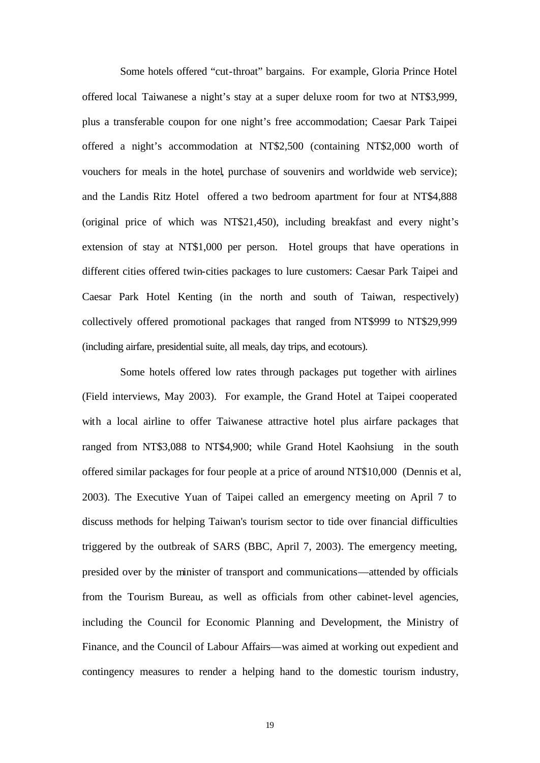Some hotels offered "cut-throat" bargains. For example, Gloria Prince Hotel offered local Taiwanese a night's stay at a super deluxe room for two at NT$3,999, plus a transferable coupon for one night's free accommodation; Caesar Park Taipei offered a night's accommodation at NT$2,500 (containing NT$2,000 worth of vouchers for meals in the hotel, purchase of souvenirs and worldwide web service); and the Landis Ritz Hotel offered a two bedroom apartment for four at NT$4,888 (original price of which was NT$21,450), including breakfast and every night's extension of stay at NT$1,000 per person. Hotel groups that have operations in different cities offered twin-cities packages to lure customers: Caesar Park Taipei and Caesar Park Hotel Kenting (in the north and south of Taiwan, respectively) collectively offered promotional packages that ranged from NT$999 to NT$29,999 (including airfare, presidential suite, all meals, day trips, and ecotours).

Some hotels offered low rates through packages put together with airlines (Field interviews, May 2003). For example, the Grand Hotel at Taipei cooperated with a local airline to offer Taiwanese attractive hotel plus airfare packages that ranged from NT$3,088 to NT$4,900; while Grand Hotel Kaohsiung in the south offered similar packages for four people at a price of around NT$10,000 (Dennis et al, 2003). The Executive Yuan of Taipei called an emergency meeting on April 7 to discuss methods for helping Taiwan's tourism sector to tide over financial difficulties triggered by the outbreak of SARS (BBC, April 7, 2003). The emergency meeting, presided over by the minister of transport and communications—attended by officials from the Tourism Bureau, as well as officials from other cabinet-level agencies, including the Council for Economic Planning and Development, the Ministry of Finance, and the Council of Labour Affairs—was aimed at working out expedient and contingency measures to render a helping hand to the domestic tourism industry,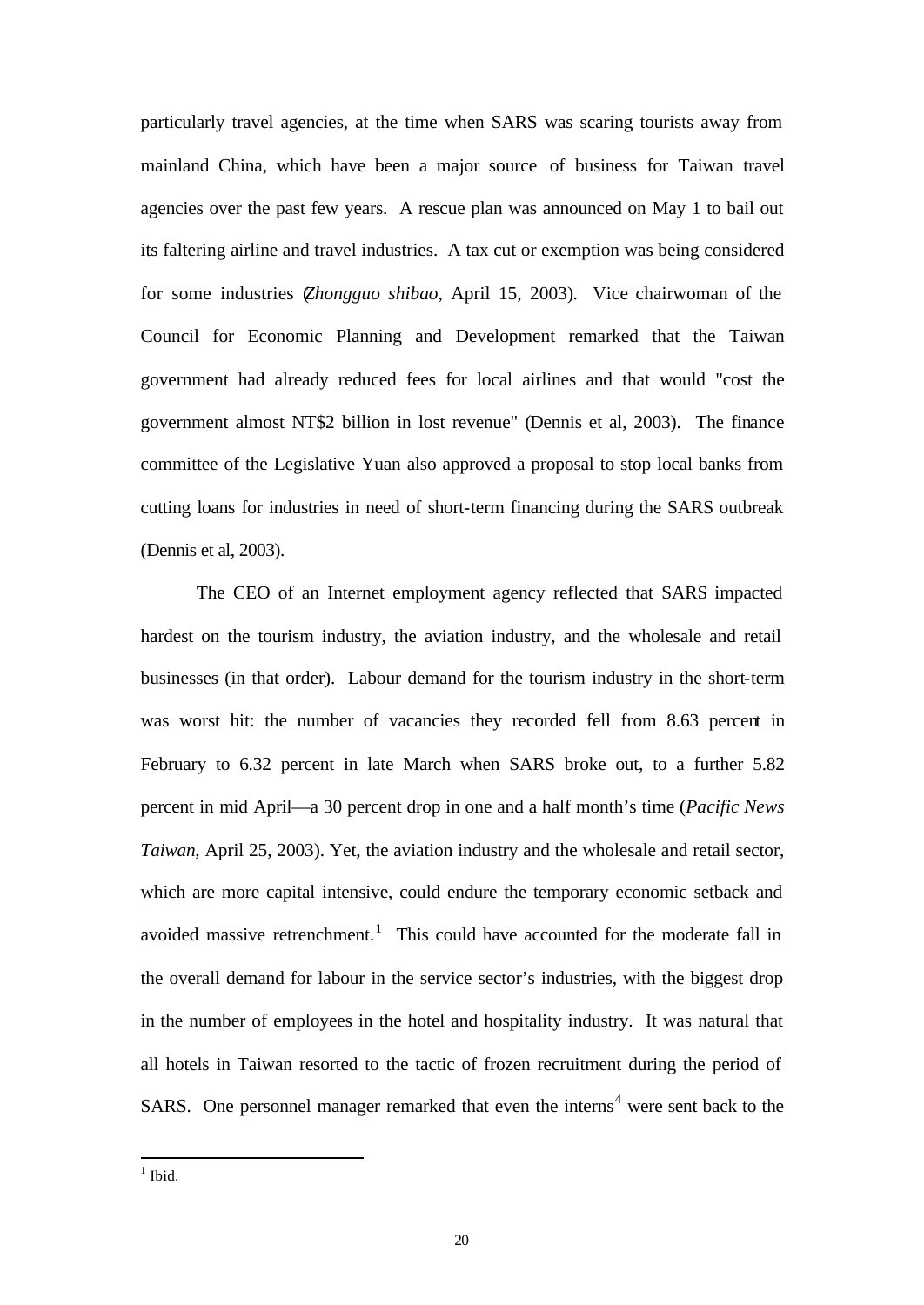particularly travel agencies, at the time when SARS was scaring tourists away from mainland China, which have been a major source of business for Taiwan travel agencies over the past few years. A rescue plan was announced on May 1 to bail out its faltering airline and travel industries. A tax cut or exemption was being considered for some industries (*Zhongguo shibao*, April 15, 2003). Vice chairwoman of the Council for Economic Planning and Development remarked that the Taiwan government had already reduced fees for local airlines and that would "cost the government almost NT$2 billion in lost revenue" (Dennis et al, 2003). The finance committee of the Legislative Yuan also approved a proposal to stop local banks from cutting loans for industries in need of short-term financing during the SARS outbreak (Dennis et al, 2003).

The CEO of an Internet employment agency reflected that SARS impacted hardest on the tourism industry, the aviation industry, and the wholesale and retail businesses (in that order). Labour demand for the tourism industry in the short-term was worst hit: the number of vacancies they recorded fell from 8.63 percent in February to 6.32 percent in late March when SARS broke out, to a further 5.82 percent in mid April—a 30 percent drop in one and a half month's time (*Pacific News Taiwan*, April 25, 2003). Yet, the aviation industry and the wholesale and retail sector, which are more capital intensive, could endure the temporary economic setback and avoided massive retrenchment.[1] This could have accounted for the moderate fall in the overall demand for labour in the service sector's industries, with the biggest drop in the number of employees in the hotel and hospitality industry. It was natural that all hotels in Taiwan resorted to the tactic of frozen recruitment during the period of SARS. One personnel manager remarked that even the interns[4] were sent back to the

[1] Ibid.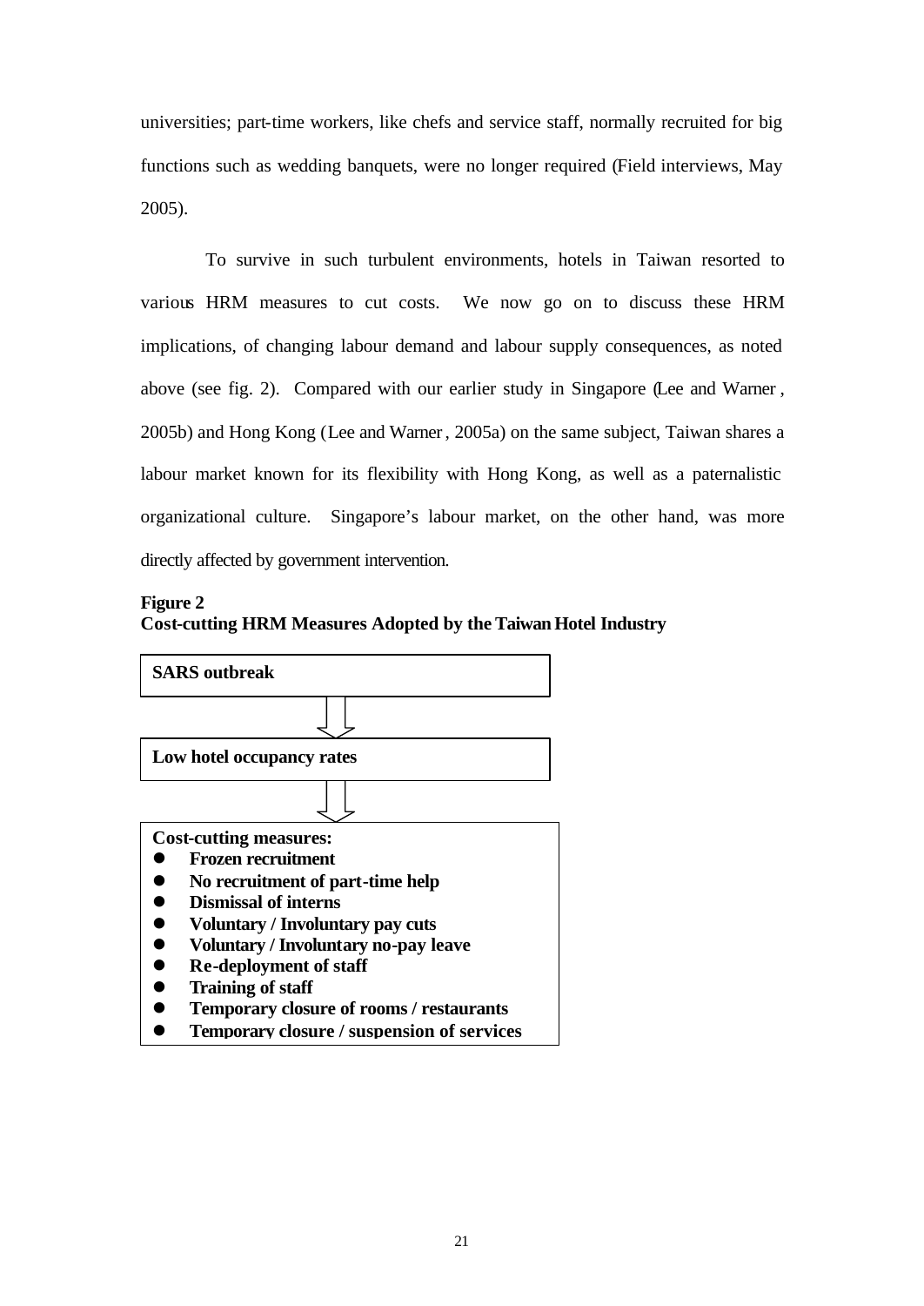universities; part-time workers, like chefs and service staff, normally recruited for big functions such as wedding banquets, were no longer required (Field interviews, May 2005).

To survive in such turbulent environments, hotels in Taiwan resorted to various HRM measures to cut costs. We now go on to discuss these HRM implications, of changing labour demand and labour supply consequences, as noted above (see fig. 2). Compared with our earlier study in Singapore (Lee and Warner, 2005b) and Hong Kong (Lee and Warner, 2005a) on the same subject, Taiwan shares a labour market known for its flexibility with Hong Kong, as well as a paternalistic organizational culture. Singapore's labour market, on the other hand, was more directly affected by government intervention.

**Figure 2**
**Cost-cutting HRM Measures Adopted by the Taiwan Hotel Industry**

**SARS outbreak**

⇓

**Low hotel occupancy rates**

⇓

**Cost-cutting measures:**

- **Frozen recruitment**
- **No recruitment of part-time help**
- **Dismissal of interns**
- **Voluntary / Involuntary pay cuts**
- **Voluntary / Involuntary no-pay leave**
- **Re-deployment of staff**
- **Training of staff**
- **Temporary closure of rooms / restaurants**
- **Temporary closure / suspension of services**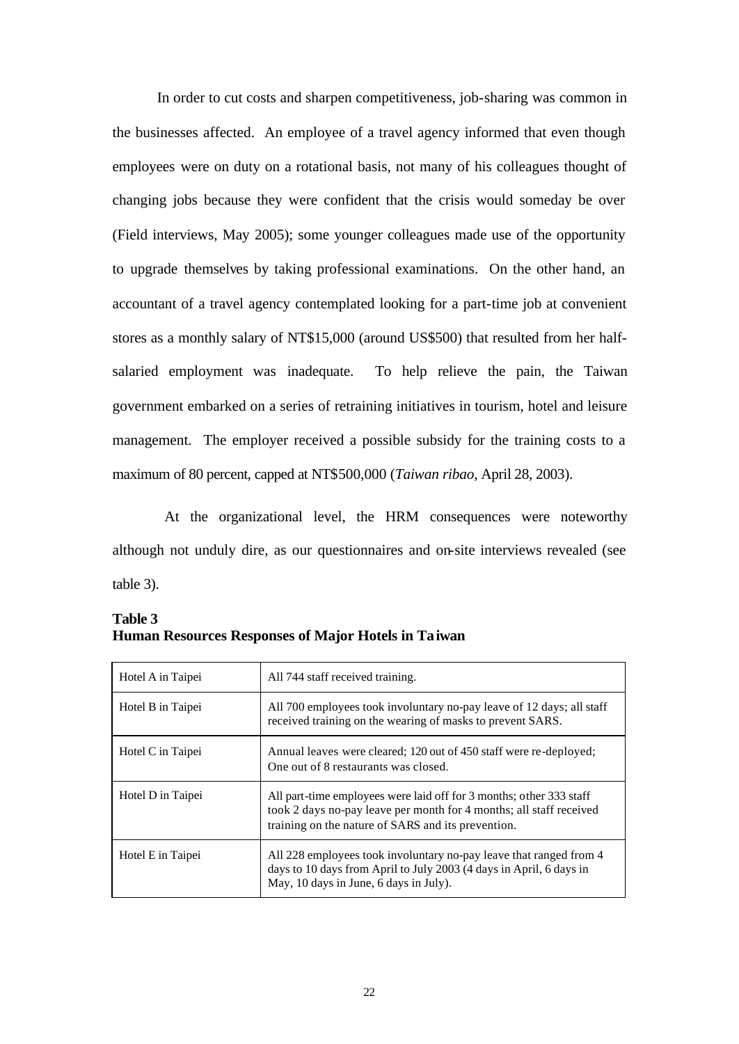In order to cut costs and sharpen competitiveness, job-sharing was common in the businesses affected. An employee of a travel agency informed that even though employees were on duty on a rotational basis, not many of his colleagues thought of changing jobs because they were confident that the crisis would someday be over (Field interviews, May 2005); some younger colleagues made use of the opportunity to upgrade themselves by taking professional examinations. On the other hand, an accountant of a travel agency contemplated looking for a part-time job at convenient stores as a monthly salary of NT$15,000 (around US$500) that resulted from her half-salaried employment was inadequate. To help relieve the pain, the Taiwan government embarked on a series of retraining initiatives in tourism, hotel and leisure management. The employer received a possible subsidy for the training costs to a maximum of 80 percent, capped at NT$500,000 (*Taiwan ribao*, April 28, 2003).

At the organizational level, the HRM consequences were noteworthy although not unduly dire, as our questionnaires and on-site interviews revealed (see table 3).

**Table 3**
**Human Resources Responses of Major Hotels in Taiwan**

| | |
|---|---|
| Hotel A in Taipei | All 744 staff received training. |
| Hotel B in Taipei | All 700 employees took involuntary no-pay leave of 12 days; all staff received training on the wearing of masks to prevent SARS. |
| Hotel C in Taipei | Annual leaves were cleared; 120 out of 450 staff were re-deployed; One out of 8 restaurants was closed. |
| Hotel D in Taipei | All part-time employees were laid off for 3 months; other 333 staff took 2 days no-pay leave per month for 4 months; all staff received training on the nature of SARS and its prevention. |
| Hotel E in Taipei | All 228 employees took involuntary no-pay leave that ranged from 4 days to 10 days from April to July 2003 (4 days in April, 6 days in May, 10 days in June, 6 days in July). |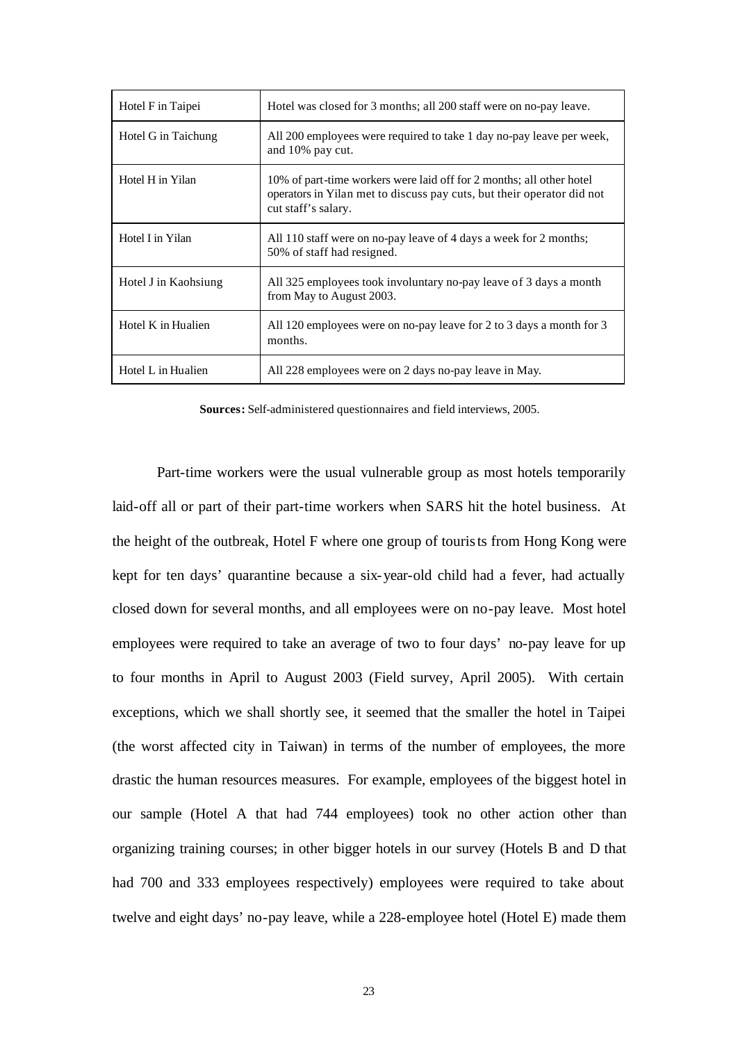| | |
|---|---|
| Hotel F in Taipei | Hotel was closed for 3 months; all 200 staff were on no-pay leave. |
| Hotel G in Taichung | All 200 employees were required to take 1 day no-pay leave per week, and 10% pay cut. |
| Hotel H in Yilan | 10% of part-time workers were laid off for 2 months; all other hotel operators in Yilan met to discuss pay cuts, but their operator did not cut staff's salary. |
| Hotel I in Yilan | All 110 staff were on no-pay leave of 4 days a week for 2 months; 50% of staff had resigned. |
| Hotel J in Kaohsiung | All 325 employees took involuntary no-pay leave of 3 days a month from May to August 2003. |
| Hotel K in Hualien | All 120 employees were on no-pay leave for 2 to 3 days a month for 3 months. |
| Hotel L in Hualien | All 228 employees were on 2 days no-pay leave in May. |

**Sources:** Self-administered questionnaires and field interviews, 2005.

Part-time workers were the usual vulnerable group as most hotels temporarily laid-off all or part of their part-time workers when SARS hit the hotel business. At the height of the outbreak, Hotel F where one group of tourists from Hong Kong were kept for ten days' quarantine because a six-year-old child had a fever, had actually closed down for several months, and all employees were on no-pay leave. Most hotel employees were required to take an average of two to four days' no-pay leave for up to four months in April to August 2003 (Field survey, April 2005). With certain exceptions, which we shall shortly see, it seemed that the smaller the hotel in Taipei (the worst affected city in Taiwan) in terms of the number of employees, the more drastic the human resources measures. For example, employees of the biggest hotel in our sample (Hotel A that had 744 employees) took no other action other than organizing training courses; in other bigger hotels in our survey (Hotels B and D that had 700 and 333 employees respectively) employees were required to take about twelve and eight days' no-pay leave, while a 228-employee hotel (Hotel E) made them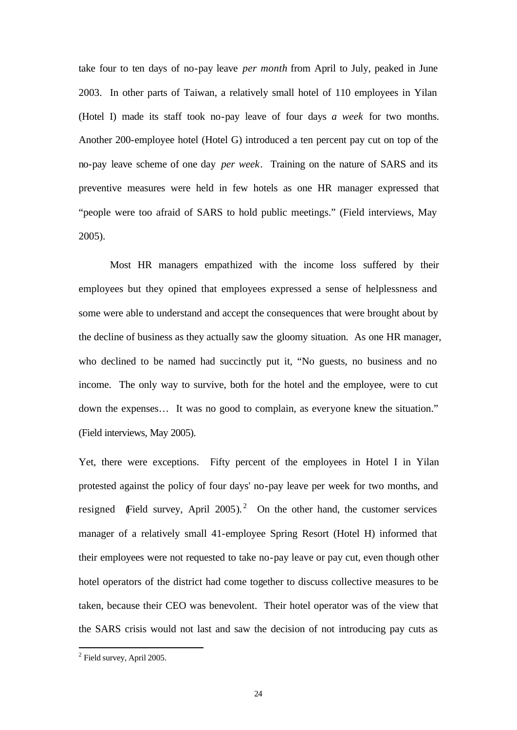take four to ten days of no-pay leave *per month* from April to July, peaked in June 2003. In other parts of Taiwan, a relatively small hotel of 110 employees in Yilan (Hotel I) made its staff took no-pay leave of four days *a week* for two months. Another 200-employee hotel (Hotel G) introduced a ten percent pay cut on top of the no-pay leave scheme of one day *per week*. Training on the nature of SARS and its preventive measures were held in few hotels as one HR manager expressed that "people were too afraid of SARS to hold public meetings." (Field interviews, May 2005).

Most HR managers empathized with the income loss suffered by their employees but they opined that employees expressed a sense of helplessness and some were able to understand and accept the consequences that were brought about by the decline of business as they actually saw the gloomy situation. As one HR manager, who declined to be named had succinctly put it, "No guests, no business and no income. The only way to survive, both for the hotel and the employee, were to cut down the expenses… It was no good to complain, as everyone knew the situation." (Field interviews, May 2005).

Yet, there were exceptions. Fifty percent of the employees in Hotel I in Yilan protested against the policy of four days' no-pay leave per week for two months, and resigned (Field survey, April 2005).[2] On the other hand, the customer services manager of a relatively small 41-employee Spring Resort (Hotel H) informed that their employees were not requested to take no-pay leave or pay cut, even though other hotel operators of the district had come together to discuss collective measures to be taken, because their CEO was benevolent. Their hotel operator was of the view that the SARS crisis would not last and saw the decision of not introducing pay cuts as

[2] Field survey, April 2005.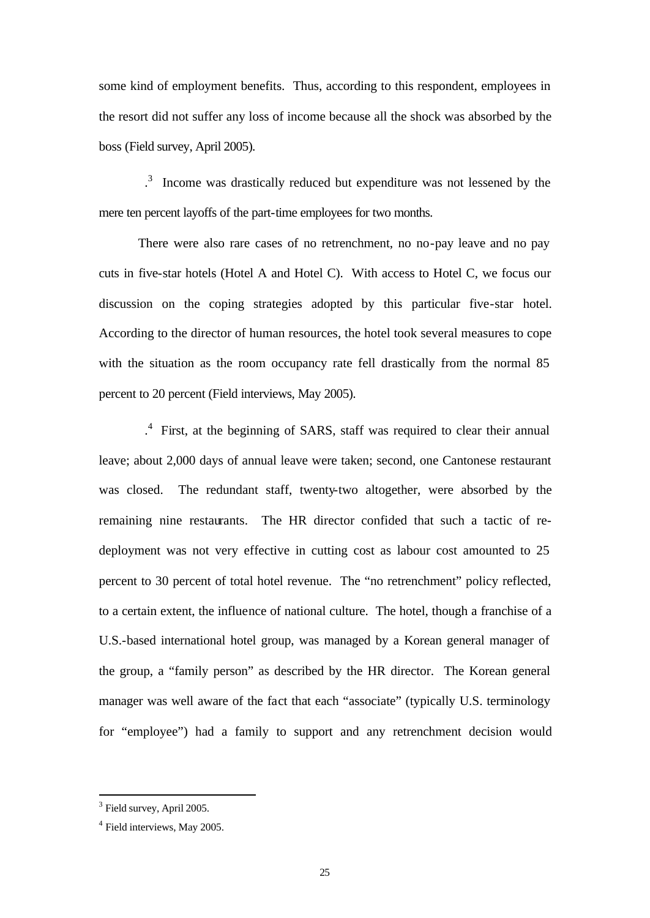some kind of employment benefits. Thus, according to this respondent, employees in the resort did not suffer any loss of income because all the shock was absorbed by the boss (Field survey, April 2005).

.[3] Income was drastically reduced but expenditure was not lessened by the mere ten percent layoffs of the part-time employees for two months.

There were also rare cases of no retrenchment, no no-pay leave and no pay cuts in five-star hotels (Hotel A and Hotel C). With access to Hotel C, we focus our discussion on the coping strategies adopted by this particular five-star hotel. According to the director of human resources, the hotel took several measures to cope with the situation as the room occupancy rate fell drastically from the normal 85 percent to 20 percent (Field interviews, May 2005).

.[4] First, at the beginning of SARS, staff was required to clear their annual leave; about 2,000 days of annual leave were taken; second, one Cantonese restaurant was closed. The redundant staff, twenty-two altogether, were absorbed by the remaining nine restaurants. The HR director confided that such a tactic of re-deployment was not very effective in cutting cost as labour cost amounted to 25 percent to 30 percent of total hotel revenue. The "no retrenchment" policy reflected, to a certain extent, the influence of national culture. The hotel, though a franchise of a U.S.-based international hotel group, was managed by a Korean general manager of the group, a "family person" as described by the HR director. The Korean general manager was well aware of the fact that each "associate" (typically U.S. terminology for "employee") had a family to support and any retrenchment decision would

[3] Field survey, April 2005.

[4] Field interviews, May 2005.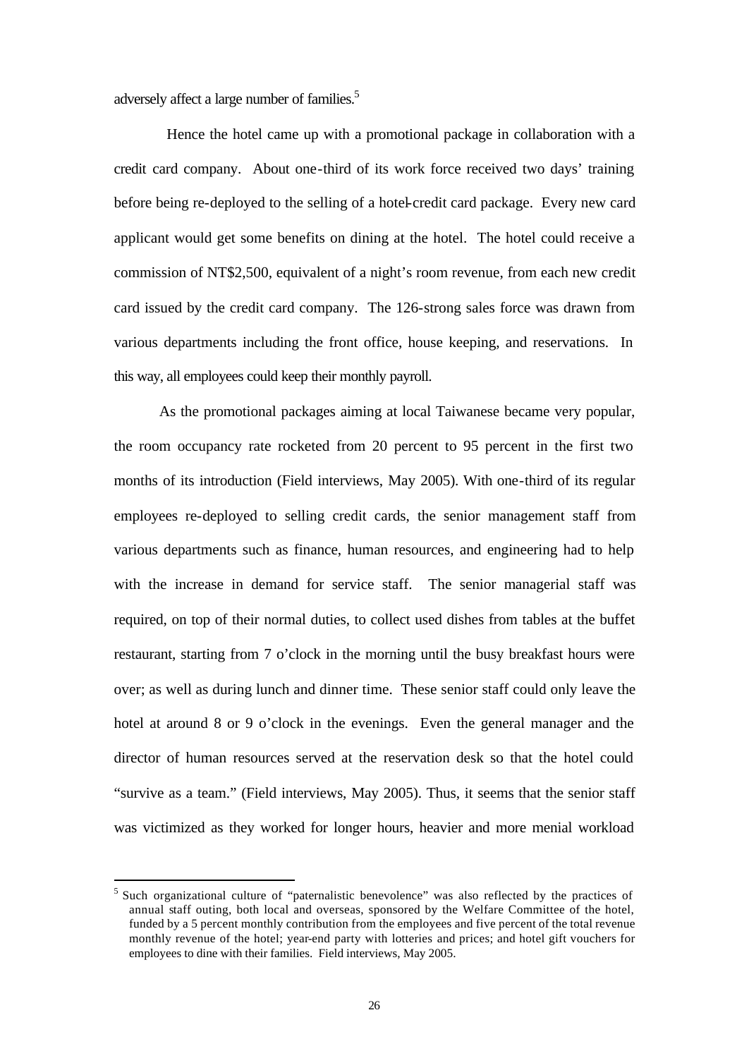adversely affect a large number of families.[5]

Hence the hotel came up with a promotional package in collaboration with a credit card company. About one-third of its work force received two days' training before being re-deployed to the selling of a hotel-credit card package. Every new card applicant would get some benefits on dining at the hotel. The hotel could receive a commission of NT$2,500, equivalent of a night's room revenue, from each new credit card issued by the credit card company. The 126-strong sales force was drawn from various departments including the front office, house keeping, and reservations. In this way, all employees could keep their monthly payroll.

As the promotional packages aiming at local Taiwanese became very popular, the room occupancy rate rocketed from 20 percent to 95 percent in the first two months of its introduction (Field interviews, May 2005). With one-third of its regular employees re-deployed to selling credit cards, the senior management staff from various departments such as finance, human resources, and engineering had to help with the increase in demand for service staff. The senior managerial staff was required, on top of their normal duties, to collect used dishes from tables at the buffet restaurant, starting from 7 o'clock in the morning until the busy breakfast hours were over; as well as during lunch and dinner time. These senior staff could only leave the hotel at around 8 or 9 o'clock in the evenings. Even the general manager and the director of human resources served at the reservation desk so that the hotel could "survive as a team." (Field interviews, May 2005). Thus, it seems that the senior staff was victimized as they worked for longer hours, heavier and more menial workload

[5] Such organizational culture of "paternalistic benevolence" was also reflected by the practices of annual staff outing, both local and overseas, sponsored by the Welfare Committee of the hotel, funded by a 5 percent monthly contribution from the employees and five percent of the total revenue monthly revenue of the hotel; year-end party with lotteries and prices; and hotel gift vouchers for employees to dine with their families. Field interviews, May 2005.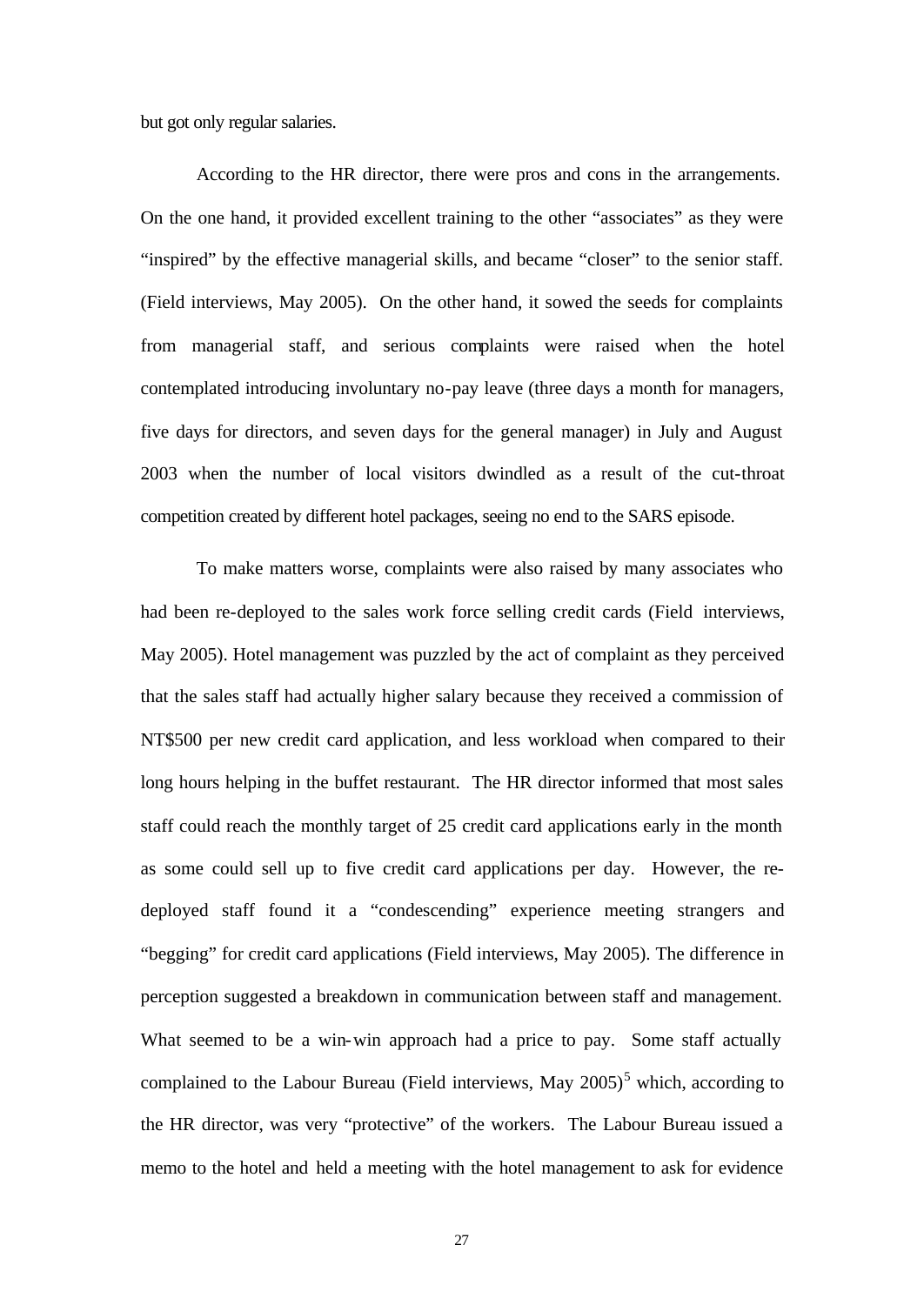but got only regular salaries.

According to the HR director, there were pros and cons in the arrangements. On the one hand, it provided excellent training to the other "associates" as they were "inspired" by the effective managerial skills, and became "closer" to the senior staff. (Field interviews, May 2005). On the other hand, it sowed the seeds for complaints from managerial staff, and serious complaints were raised when the hotel contemplated introducing involuntary no-pay leave (three days a month for managers, five days for directors, and seven days for the general manager) in July and August 2003 when the number of local visitors dwindled as a result of the cut-throat competition created by different hotel packages, seeing no end to the SARS episode.

To make matters worse, complaints were also raised by many associates who had been re-deployed to the sales work force selling credit cards (Field interviews, May 2005). Hotel management was puzzled by the act of complaint as they perceived that the sales staff had actually higher salary because they received a commission of NT$500 per new credit card application, and less workload when compared to their long hours helping in the buffet restaurant. The HR director informed that most sales staff could reach the monthly target of 25 credit card applications early in the month as some could sell up to five credit card applications per day. However, the re-deployed staff found it a "condescending" experience meeting strangers and "begging" for credit card applications (Field interviews, May 2005). The difference in perception suggested a breakdown in communication between staff and management. What seemed to be a win-win approach had a price to pay. Some staff actually complained to the Labour Bureau (Field interviews, May 2005)[5] which, according to the HR director, was very "protective" of the workers. The Labour Bureau issued a memo to the hotel and held a meeting with the hotel management to ask for evidence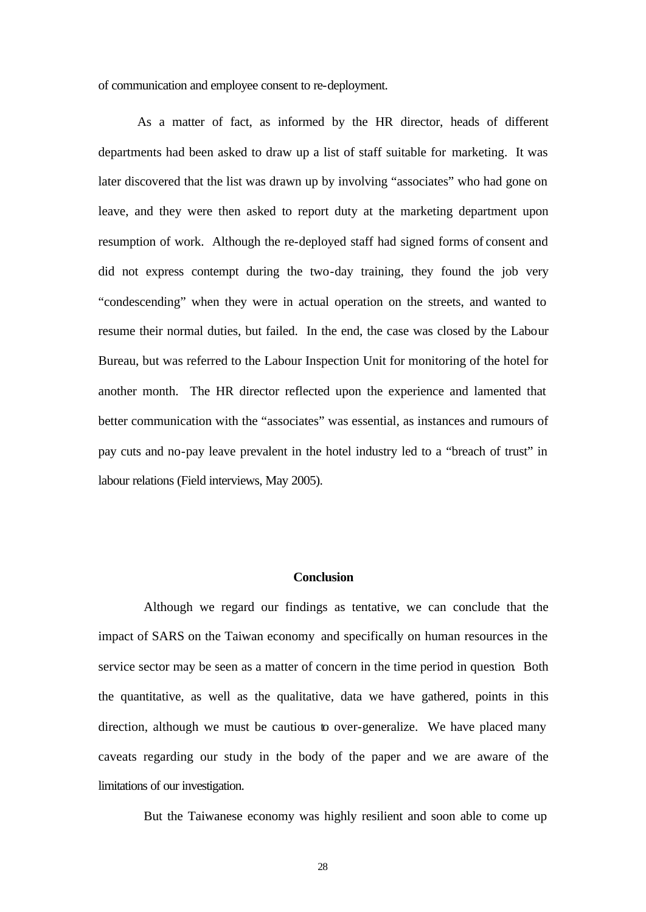of communication and employee consent to re-deployment.

As a matter of fact, as informed by the HR director, heads of different departments had been asked to draw up a list of staff suitable for marketing. It was later discovered that the list was drawn up by involving "associates" who had gone on leave, and they were then asked to report duty at the marketing department upon resumption of work. Although the re-deployed staff had signed forms of consent and did not express contempt during the two-day training, they found the job very "condescending" when they were in actual operation on the streets, and wanted to resume their normal duties, but failed. In the end, the case was closed by the Labour Bureau, but was referred to the Labour Inspection Unit for monitoring of the hotel for another month. The HR director reflected upon the experience and lamented that better communication with the "associates" was essential, as instances and rumours of pay cuts and no-pay leave prevalent in the hotel industry led to a "breach of trust" in labour relations (Field interviews, May 2005).

## Conclusion

Although we regard our findings as tentative, we can conclude that the impact of SARS on the Taiwan economy and specifically on human resources in the service sector may be seen as a matter of concern in the time period in question. Both the quantitative, as well as the qualitative, data we have gathered, points in this direction, although we must be cautious to over-generalize. We have placed many caveats regarding our study in the body of the paper and we are aware of the limitations of our investigation.

But the Taiwanese economy was highly resilient and soon able to come up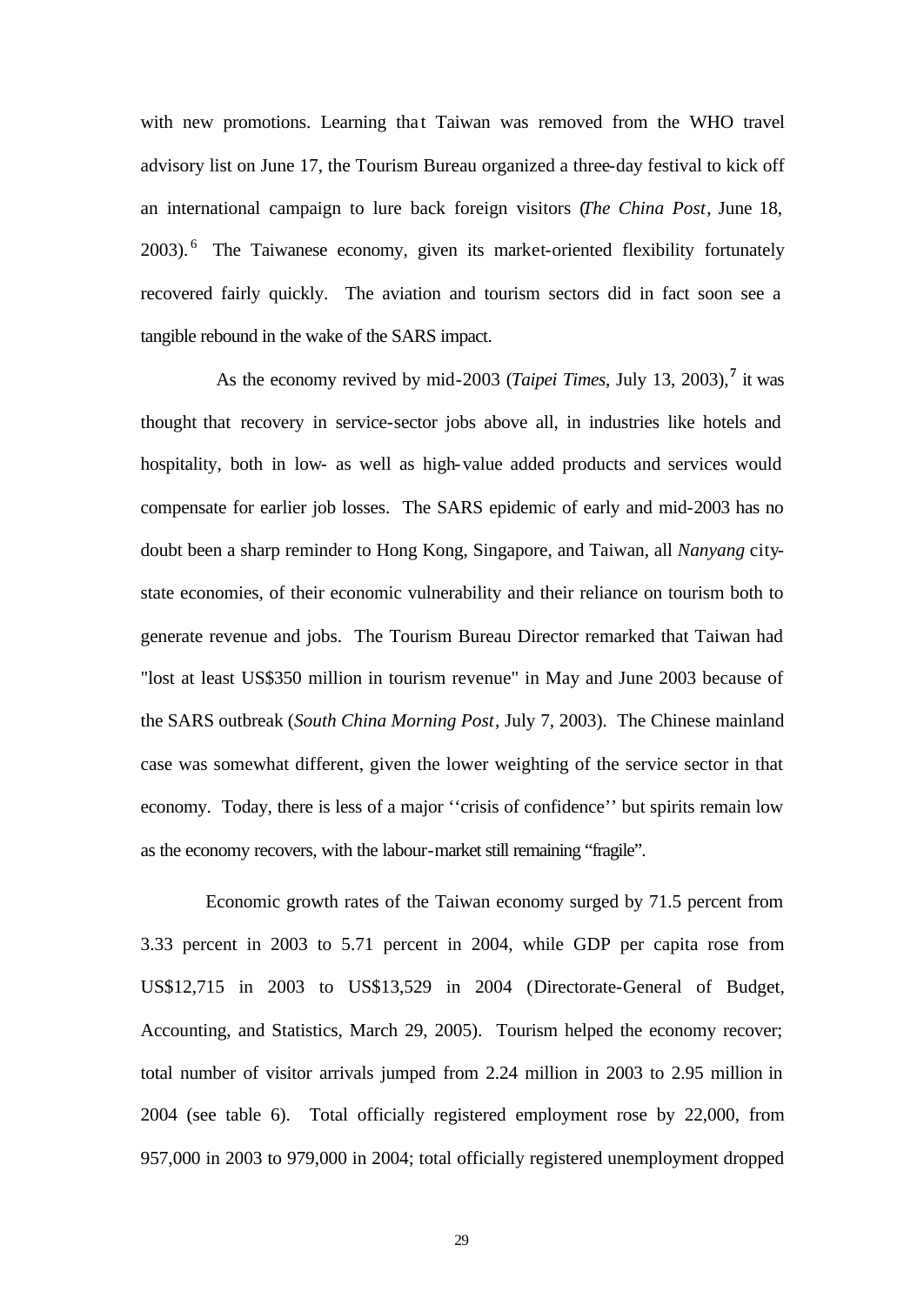with new promotions. Learning that Taiwan was removed from the WHO travel advisory list on June 17, the Tourism Bureau organized a three-day festival to kick off an international campaign to lure back foreign visitors (*The China Post*, June 18, 2003).[6] The Taiwanese economy, given its market-oriented flexibility fortunately recovered fairly quickly. The aviation and tourism sectors did in fact soon see a tangible rebound in the wake of the SARS impact.

As the economy revived by mid-2003 (*Taipei Times*, July 13, 2003),[7] it was thought that recovery in service-sector jobs above all, in industries like hotels and hospitality, both in low- as well as high-value added products and services would compensate for earlier job losses. The SARS epidemic of early and mid-2003 has no doubt been a sharp reminder to Hong Kong, Singapore, and Taiwan, all *Nanyang* city-state economies, of their economic vulnerability and their reliance on tourism both to generate revenue and jobs. The Tourism Bureau Director remarked that Taiwan had "lost at least US$350 million in tourism revenue" in May and June 2003 because of the SARS outbreak (*South China Morning Post*, July 7, 2003). The Chinese mainland case was somewhat different, given the lower weighting of the service sector in that economy. Today, there is less of a major ''crisis of confidence'' but spirits remain low as the economy recovers, with the labour-market still remaining "fragile".

Economic growth rates of the Taiwan economy surged by 71.5 percent from 3.33 percent in 2003 to 5.71 percent in 2004, while GDP per capita rose from US$12,715 in 2003 to US$13,529 in 2004 (Directorate-General of Budget, Accounting, and Statistics, March 29, 2005). Tourism helped the economy recover; total number of visitor arrivals jumped from 2.24 million in 2003 to 2.95 million in 2004 (see table 6). Total officially registered employment rose by 22,000, from 957,000 in 2003 to 979,000 in 2004; total officially registered unemployment dropped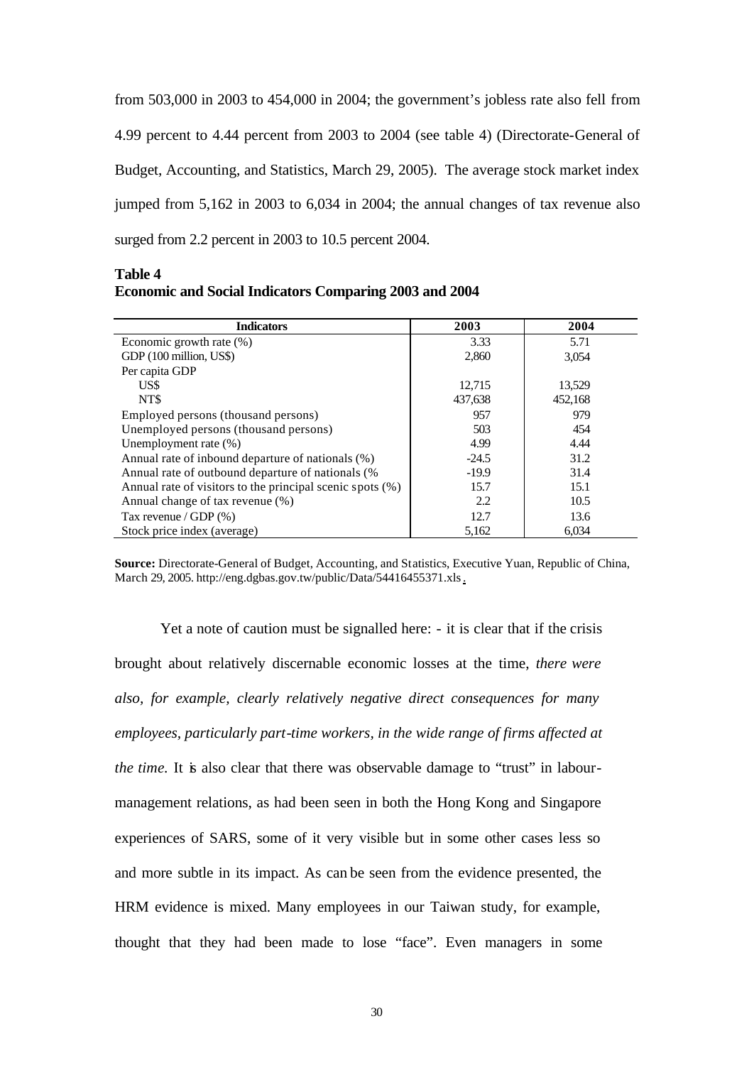from 503,000 in 2003 to 454,000 in 2004; the government's jobless rate also fell from 4.99 percent to 4.44 percent from 2003 to 2004 (see table 4) (Directorate-General of Budget, Accounting, and Statistics, March 29, 2005). The average stock market index jumped from 5,162 in 2003 to 6,034 in 2004; the annual changes of tax revenue also surged from 2.2 percent in 2003 to 10.5 percent 2004.

**Table 4**
**Economic and Social Indicators Comparing 2003 and 2004**

| Indicators | 2003 | 2004 |
|---|---|---|
| Economic growth rate (%) | 3.33 | 5.71 |
| GDP (100 million, US$) | 2,860 | 3,054 |
| Per capita GDP | | |
| US$ | 12,715 | 13,529 |
| NT$ | 437,638 | 452,168 |
| Employed persons (thousand persons) | 957 | 979 |
| Unemployed persons (thousand persons) | 503 | 454 |
| Unemployment rate (%) | 4.99 | 4.44 |
| Annual rate of inbound departure of nationals (%) | -24.5 | 31.2 |
| Annual rate of outbound departure of nationals (% | -19.9 | 31.4 |
| Annual rate of visitors to the principal scenic spots (%) | 15.7 | 15.1 |
| Annual change of tax revenue (%) | 2.2 | 10.5 |
| Tax revenue / GDP (%) | 12.7 | 13.6 |
| Stock price index (average) | 5,162 | 6,034 |

**Source:** Directorate-General of Budget, Accounting, and Statistics, Executive Yuan, Republic of China, March 29, 2005. http://eng.dgbas.gov.tw/public/Data/54416455371.xls.

Yet a note of caution must be signalled here: - it is clear that if the crisis brought about relatively discernable economic losses at the time, *there were also, for example, clearly relatively negative direct consequences for many employees, particularly part-time workers, in the wide range of firms affected at the time.* It is also clear that there was observable damage to "trust" in labour-management relations, as had been seen in both the Hong Kong and Singapore experiences of SARS, some of it very visible but in some other cases less so and more subtle in its impact. As can be seen from the evidence presented, the HRM evidence is mixed. Many employees in our Taiwan study, for example, thought that they had been made to lose "face". Even managers in some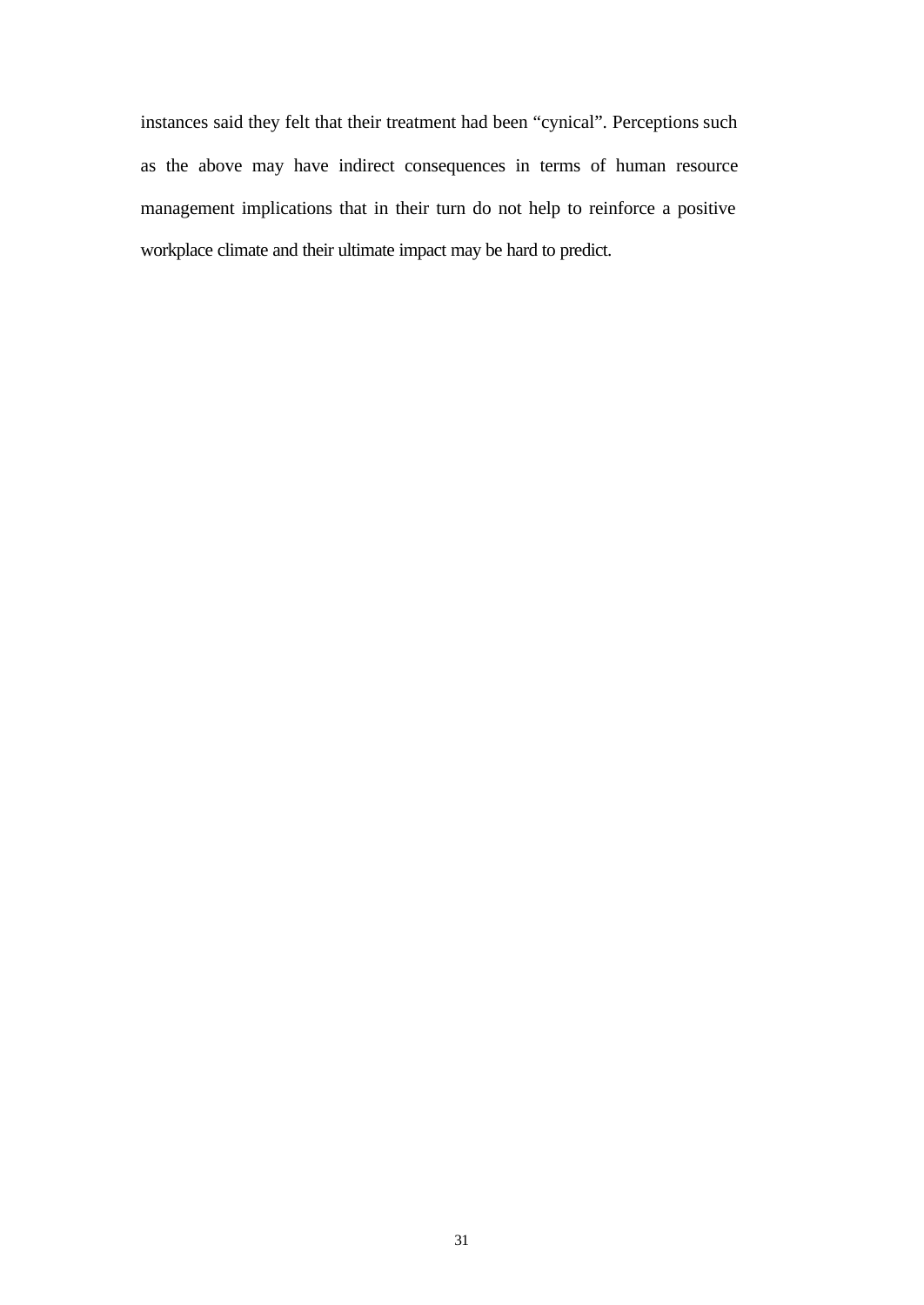instances said they felt that their treatment had been “cynical”. Perceptions such as the above may have indirect consequences in terms of human resource management implications that in their turn do not help to reinforce a positive workplace climate and their ultimate impact may be hard to predict.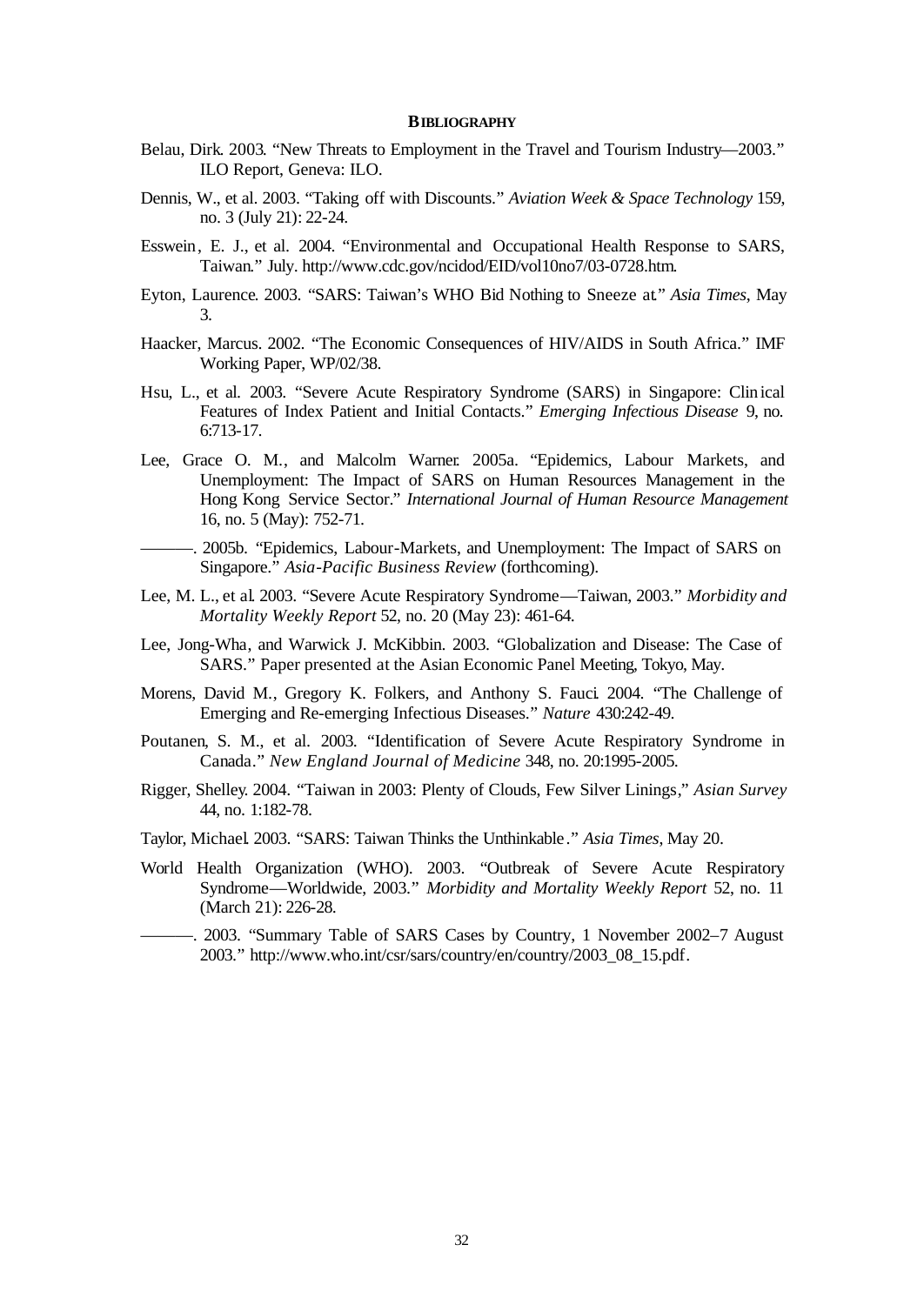**BIBLIOGRAPHY**

Belau, Dirk. 2003. "New Threats to Employment in the Travel and Tourism Industry—2003." ILO Report, Geneva: ILO.

Dennis, W., et al. 2003. "Taking off with Discounts." *Aviation Week & Space Technology* 159, no. 3 (July 21): 22-24.

Esswein, E. J., et al. 2004. "Environmental and Occupational Health Response to SARS, Taiwan." July. http://www.cdc.gov/ncidod/EID/vol10no7/03-0728.htm.

Eyton, Laurence. 2003. "SARS: Taiwan's WHO Bid Nothing to Sneeze at." *Asia Times*, May 3.

Haacker, Marcus. 2002. "The Economic Consequences of HIV/AIDS in South Africa." IMF Working Paper, WP/02/38.

Hsu, L., et al. 2003. "Severe Acute Respiratory Syndrome (SARS) in Singapore: Clinical Features of Index Patient and Initial Contacts." *Emerging Infectious Disease* 9, no. 6:713-17.

Lee, Grace O. M., and Malcolm Warner. 2005a. "Epidemics, Labour Markets, and Unemployment: The Impact of SARS on Human Resources Management in the Hong Kong Service Sector." *International Journal of Human Resource Management* 16, no. 5 (May): 752-71.

———. 2005b. "Epidemics, Labour-Markets, and Unemployment: The Impact of SARS on Singapore." *Asia-Pacific Business Review* (forthcoming).

Lee, M. L., et al. 2003. "Severe Acute Respiratory Syndrome—Taiwan, 2003." *Morbidity and Mortality Weekly Report* 52, no. 20 (May 23): 461-64.

Lee, Jong-Wha, and Warwick J. McKibbin. 2003. "Globalization and Disease: The Case of SARS." Paper presented at the Asian Economic Panel Meeting, Tokyo, May.

Morens, David M., Gregory K. Folkers, and Anthony S. Fauci. 2004. "The Challenge of Emerging and Re-emerging Infectious Diseases." *Nature* 430:242-49.

Poutanen, S. M., et al. 2003. "Identification of Severe Acute Respiratory Syndrome in Canada." *New England Journal of Medicine* 348, no. 20:1995-2005.

Rigger, Shelley. 2004. "Taiwan in 2003: Plenty of Clouds, Few Silver Linings," *Asian Survey* 44, no. 1:182-78.

Taylor, Michael. 2003. "SARS: Taiwan Thinks the Unthinkable." *Asia Times*, May 20.

World Health Organization (WHO). 2003. "Outbreak of Severe Acute Respiratory Syndrome—Worldwide, 2003." *Morbidity and Mortality Weekly Report* 52, no. 11 (March 21): 226-28.

———. 2003. "Summary Table of SARS Cases by Country, 1 November 2002–7 August 2003." http://www.who.int/csr/sars/country/en/country/2003_08_15.pdf.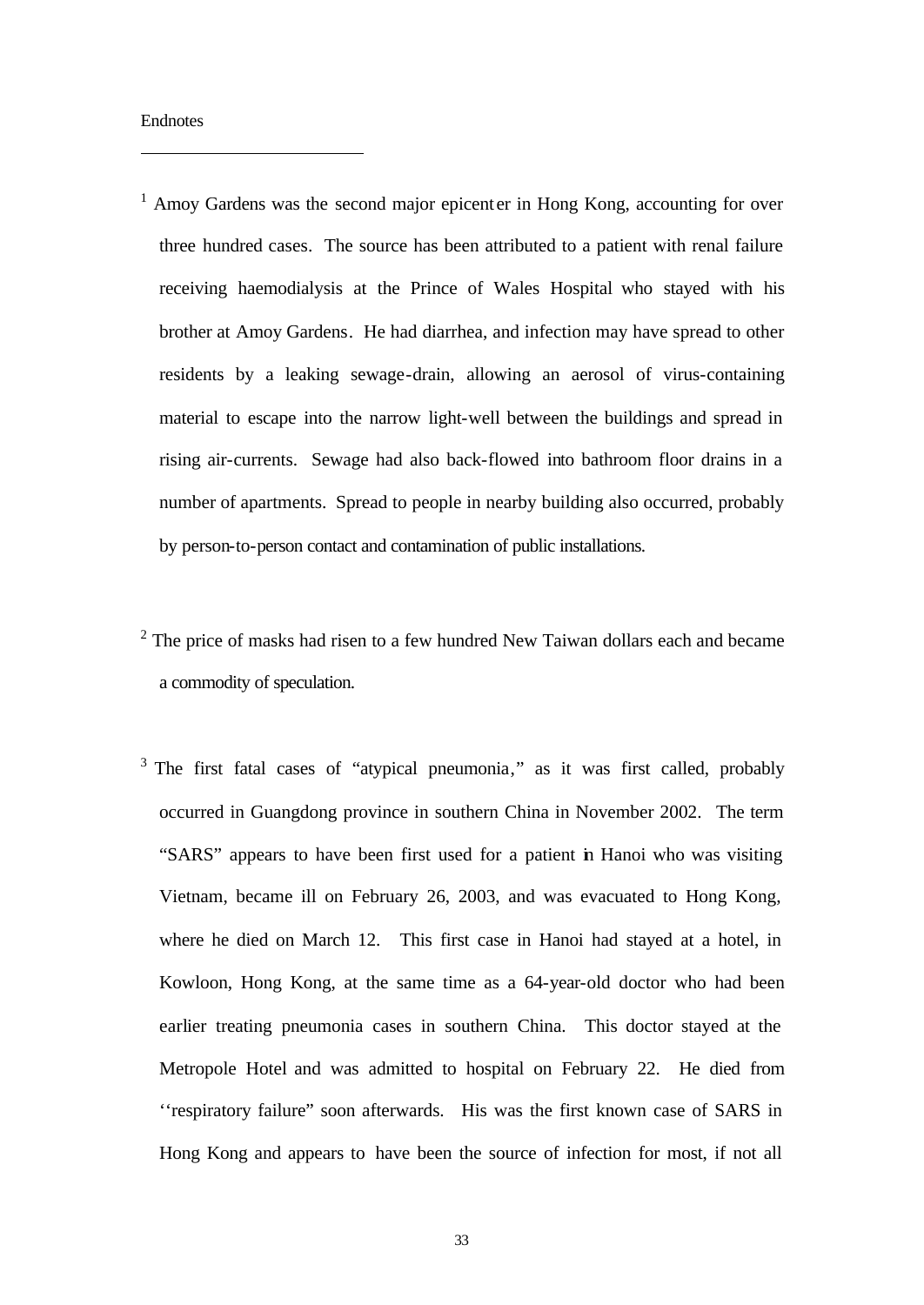Endnotes

[1] Amoy Gardens was the second major epicenter in Hong Kong, accounting for over three hundred cases. The source has been attributed to a patient with renal failure receiving haemodialysis at the Prince of Wales Hospital who stayed with his brother at Amoy Gardens. He had diarrhea, and infection may have spread to other residents by a leaking sewage-drain, allowing an aerosol of virus-containing material to escape into the narrow light-well between the buildings and spread in rising air-currents. Sewage had also back-flowed into bathroom floor drains in a number of apartments. Spread to people in nearby building also occurred, probably by person-to-person contact and contamination of public installations.

[2] The price of masks had risen to a few hundred New Taiwan dollars each and became a commodity of speculation.

[3] The first fatal cases of "atypical pneumonia," as it was first called, probably occurred in Guangdong province in southern China in November 2002. The term "SARS" appears to have been first used for a patient in Hanoi who was visiting Vietnam, became ill on February 26, 2003, and was evacuated to Hong Kong, where he died on March 12. This first case in Hanoi had stayed at a hotel, in Kowloon, Hong Kong, at the same time as a 64-year-old doctor who had been earlier treating pneumonia cases in southern China. This doctor stayed at the Metropole Hotel and was admitted to hospital on February 22. He died from ''respiratory failure" soon afterwards. His was the first known case of SARS in Hong Kong and appears to have been the source of infection for most, if not all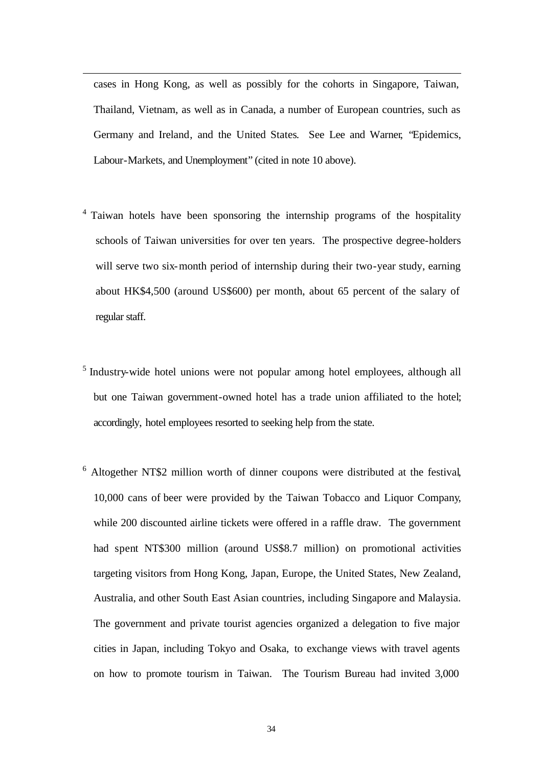cases in Hong Kong, as well as possibly for the cohorts in Singapore, Taiwan, Thailand, Vietnam, as well as in Canada, a number of European countries, such as Germany and Ireland, and the United States. See Lee and Warner, "Epidemics, Labour-Markets, and Unemployment" (cited in note 10 above).

[4] Taiwan hotels have been sponsoring the internship programs of the hospitality schools of Taiwan universities for over ten years. The prospective degree-holders will serve two six-month period of internship during their two-year study, earning about HK$4,500 (around US$600) per month, about 65 percent of the salary of regular staff.

[5] Industry-wide hotel unions were not popular among hotel employees, although all but one Taiwan government-owned hotel has a trade union affiliated to the hotel; accordingly, hotel employees resorted to seeking help from the state.

[6] Altogether NT$2 million worth of dinner coupons were distributed at the festival, 10,000 cans of beer were provided by the Taiwan Tobacco and Liquor Company, while 200 discounted airline tickets were offered in a raffle draw. The government had spent NT$300 million (around US$8.7 million) on promotional activities targeting visitors from Hong Kong, Japan, Europe, the United States, New Zealand, Australia, and other South East Asian countries, including Singapore and Malaysia. The government and private tourist agencies organized a delegation to five major cities in Japan, including Tokyo and Osaka, to exchange views with travel agents on how to promote tourism in Taiwan. The Tourism Bureau had invited 3,000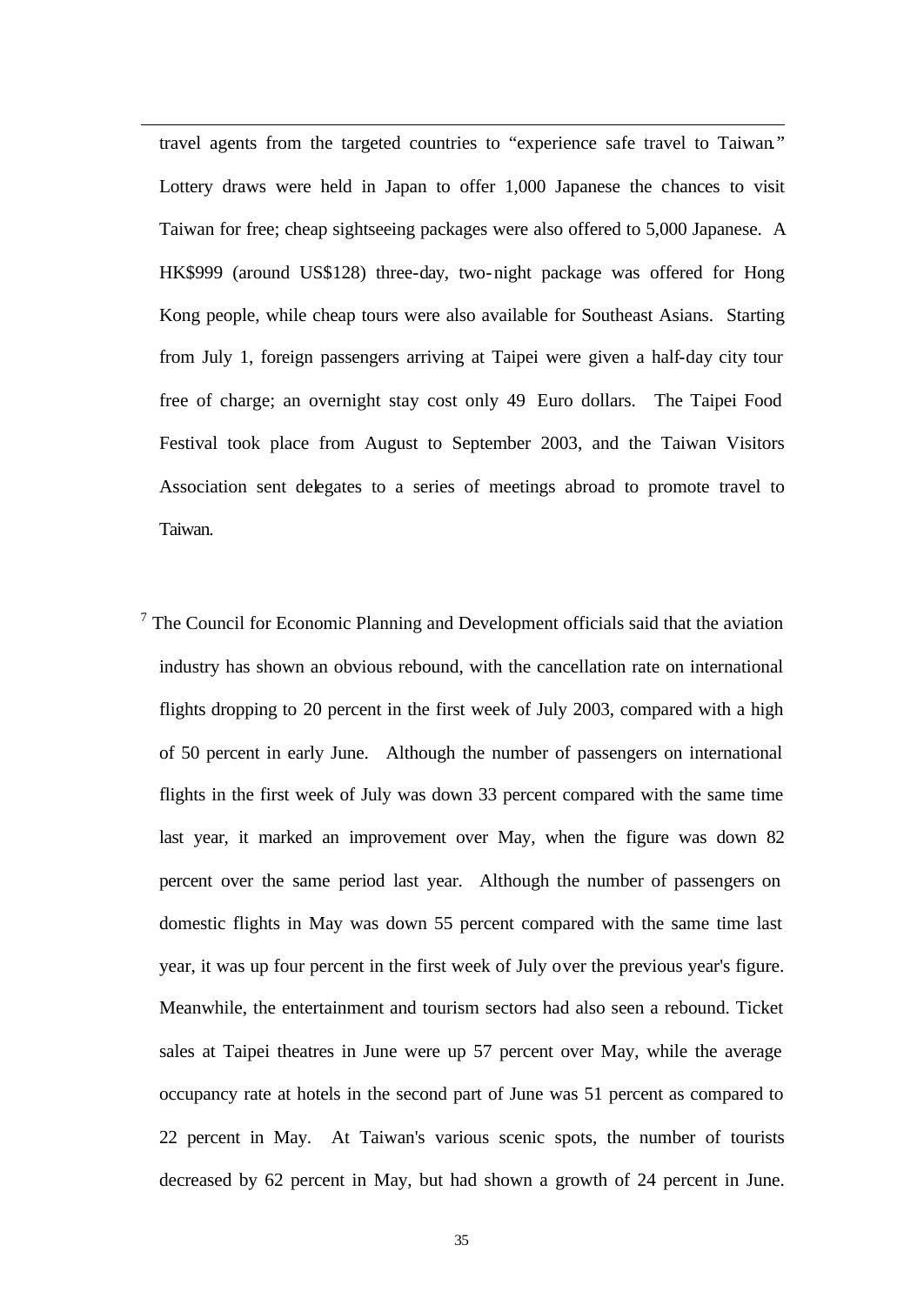travel agents from the targeted countries to "experience safe travel to Taiwan." Lottery draws were held in Japan to offer 1,000 Japanese the chances to visit Taiwan for free; cheap sightseeing packages were also offered to 5,000 Japanese. A HK$999 (around US$128) three-day, two-night package was offered for Hong Kong people, while cheap tours were also available for Southeast Asians. Starting from July 1, foreign passengers arriving at Taipei were given a half-day city tour free of charge; an overnight stay cost only 49 Euro dollars. The Taipei Food Festival took place from August to September 2003, and the Taiwan Visitors Association sent delegates to a series of meetings abroad to promote travel to Taiwan.

[7] The Council for Economic Planning and Development officials said that the aviation industry has shown an obvious rebound, with the cancellation rate on international flights dropping to 20 percent in the first week of July 2003, compared with a high of 50 percent in early June. Although the number of passengers on international flights in the first week of July was down 33 percent compared with the same time last year, it marked an improvement over May, when the figure was down 82 percent over the same period last year. Although the number of passengers on domestic flights in May was down 55 percent compared with the same time last year, it was up four percent in the first week of July over the previous year's figure. Meanwhile, the entertainment and tourism sectors had also seen a rebound. Ticket sales at Taipei theatres in June were up 57 percent over May, while the average occupancy rate at hotels in the second part of June was 51 percent as compared to 22 percent in May. At Taiwan's various scenic spots, the number of tourists decreased by 62 percent in May, but had shown a growth of 24 percent in June.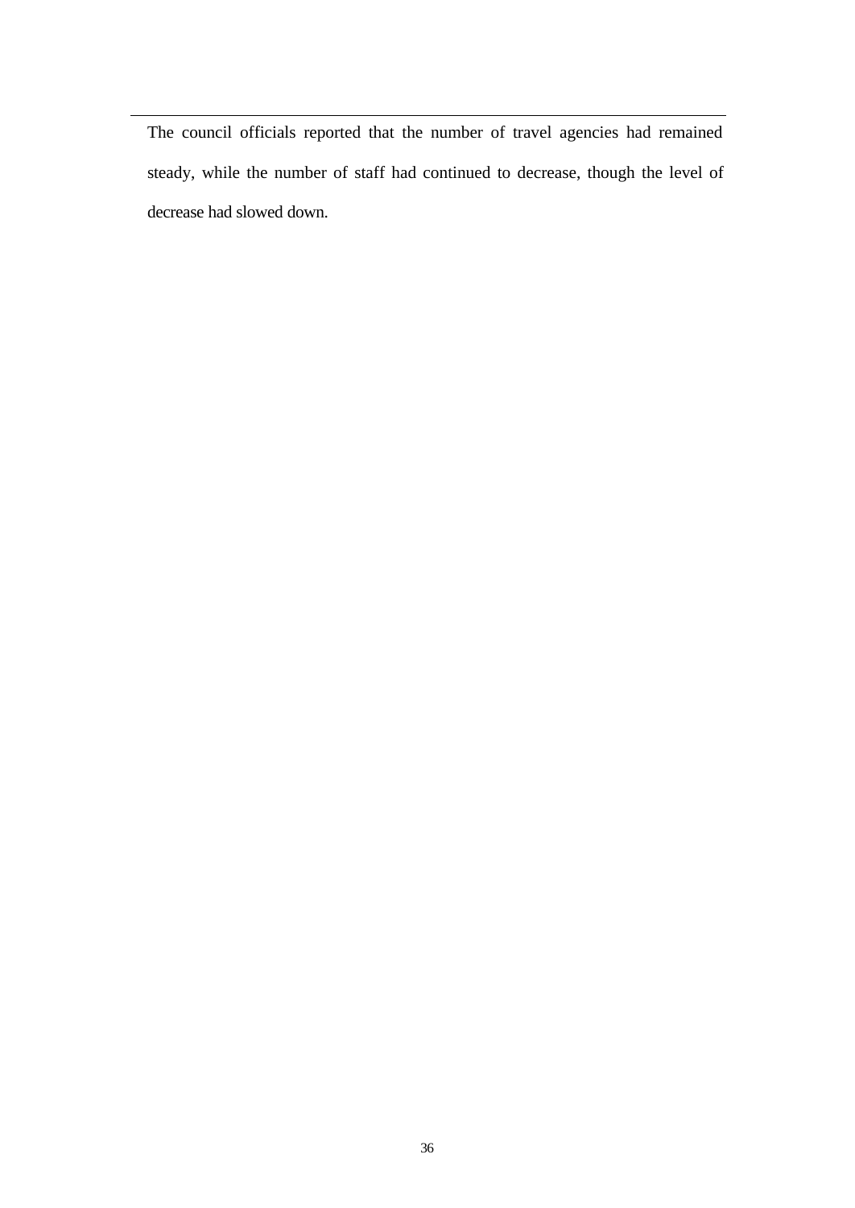The council officials reported that the number of travel agencies had remained steady, while the number of staff had continued to decrease, though the level of decrease had slowed down.